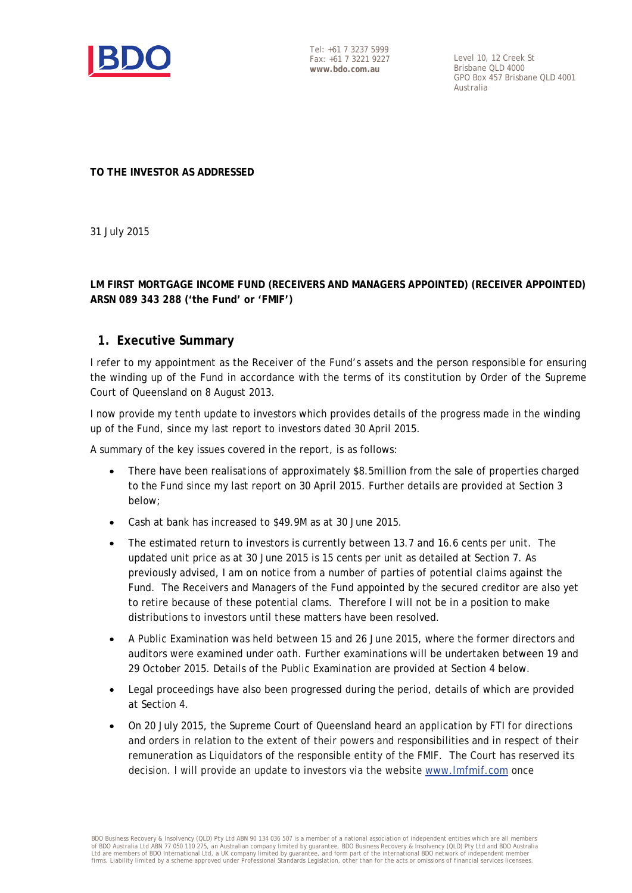Tel: +61 7 3237 5999
Fax: +61 7 3221 9227
**www.bdo.com.au**

Level 10, 12 Creek St
Brisbane QLD 4000
GPO Box 457 Brisbane QLD 4001
Australia

**TO THE INVESTOR AS ADDRESSED**

31 July 2015

**LM FIRST MORTGAGE INCOME FUND (RECEIVERS AND MANAGERS APPOINTED) (RECEIVER APPOINTED) ARSN 089 343 288 ('the Fund' or 'FMIF')**

## 1. Executive Summary

I refer to my appointment as the Receiver of the Fund's assets and the person responsible for ensuring the winding up of the Fund in accordance with the terms of its constitution by Order of the Supreme Court of Queensland on 8 August 2013.

I now provide my tenth update to investors which provides details of the progress made in the winding up of the Fund, since my last report to investors dated 30 April 2015.

A summary of the key issues covered in the report, is as follows:

- There have been realisations of approximately $8.5million from the sale of properties charged to the Fund since my last report on 30 April 2015. Further details are provided at Section 3 below;
- Cash at bank has increased to $49.9M as at 30 June 2015.
- The estimated return to investors is currently between 13.7 and 16.6 cents per unit. The updated unit price as at 30 June 2015 is 15 cents per unit as detailed at Section 7. As previously advised, I am on notice from a number of parties of potential claims against the Fund. The Receivers and Managers of the Fund appointed by the secured creditor are also yet to retire because of these potential clams. Therefore I will not be in a position to make distributions to investors until these matters have been resolved.
- A Public Examination was held between 15 and 26 June 2015, where the former directors and auditors were examined under oath. Further examinations will be undertaken between 19 and 29 October 2015. Details of the Public Examination are provided at Section 4 below.
- Legal proceedings have also been progressed during the period, details of which are provided at Section 4.
- On 20 July 2015, the Supreme Court of Queensland heard an application by FTI for directions and orders in relation to the extent of their powers and responsibilities and in respect of their remuneration as Liquidators of the responsible entity of the FMIF. The Court has reserved its decision. I will provide an update to investors via the website www.lmfmif.com once

BDO Business Recovery & Insolvency (QLD) Pty Ltd ABN 90 134 036 507 is a member of a national association of independent entities which are all members of BDO Australia Ltd ABN 77 050 110 275, an Australian company limited by guarantee. BDO Business Recovery & Insolvency (QLD) Pty Ltd and BDO Australia Ltd are members of BDO International Ltd, a UK company limited by guarantee, and form part of the international BDO network of independent member firms. Liability limited by a scheme approved under Professional Standards Legislation, other than for the acts or omissions of financial services licensees.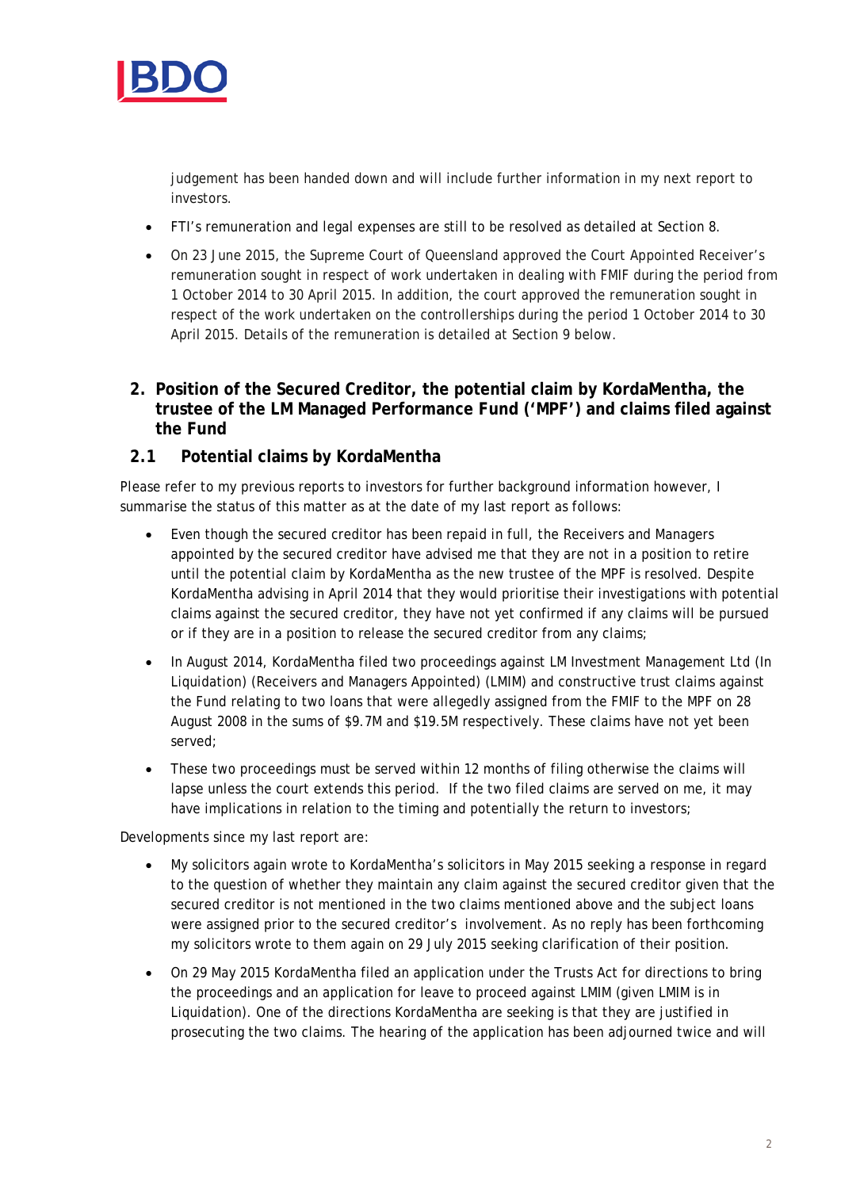judgement has been handed down and will include further information in my next report to investors.

- FTI's remuneration and legal expenses are still to be resolved as detailed at Section 8.
- On 23 June 2015, the Supreme Court of Queensland approved the Court Appointed Receiver's remuneration sought in respect of work undertaken in dealing with FMIF during the period from 1 October 2014 to 30 April 2015. In addition, the court approved the remuneration sought in respect of the work undertaken on the controllerships during the period 1 October 2014 to 30 April 2015. Details of the remuneration is detailed at Section 9 below.

## 2. Position of the Secured Creditor, the potential claim by KordaMentha, the trustee of the LM Managed Performance Fund ('MPF') and claims filed against the Fund

### 2.1 Potential claims by KordaMentha

Please refer to my previous reports to investors for further background information however, I summarise the status of this matter as at the date of my last report as follows:

- Even though the secured creditor has been repaid in full, the Receivers and Managers appointed by the secured creditor have advised me that they are not in a position to retire until the potential claim by KordaMentha as the new trustee of the MPF is resolved. Despite KordaMentha advising in April 2014 that they would prioritise their investigations with potential claims against the secured creditor, they have not yet confirmed if any claims will be pursued or if they are in a position to release the secured creditor from any claims;
- In August 2014, KordaMentha filed two proceedings against LM Investment Management Ltd (In Liquidation) (Receivers and Managers Appointed) (LMIM) and constructive trust claims against the Fund relating to two loans that were allegedly assigned from the FMIF to the MPF on 28 August 2008 in the sums of $9.7M and $19.5M respectively. These claims have not yet been served;
- These two proceedings must be served within 12 months of filing otherwise the claims will lapse unless the court extends this period. If the two filed claims are served on me, it may have implications in relation to the timing and potentially the return to investors;

Developments since my last report are:

- My solicitors again wrote to KordaMentha's solicitors in May 2015 seeking a response in regard to the question of whether they maintain any claim against the secured creditor given that the secured creditor is not mentioned in the two claims mentioned above and the subject loans were assigned prior to the secured creditor's involvement. As no reply has been forthcoming my solicitors wrote to them again on 29 July 2015 seeking clarification of their position.
- On 29 May 2015 KordaMentha filed an application under the Trusts Act for directions to bring the proceedings and an application for leave to proceed against LMIM (given LMIM is in Liquidation). One of the directions KordaMentha are seeking is that they are justified in prosecuting the two claims. The hearing of the application has been adjourned twice and will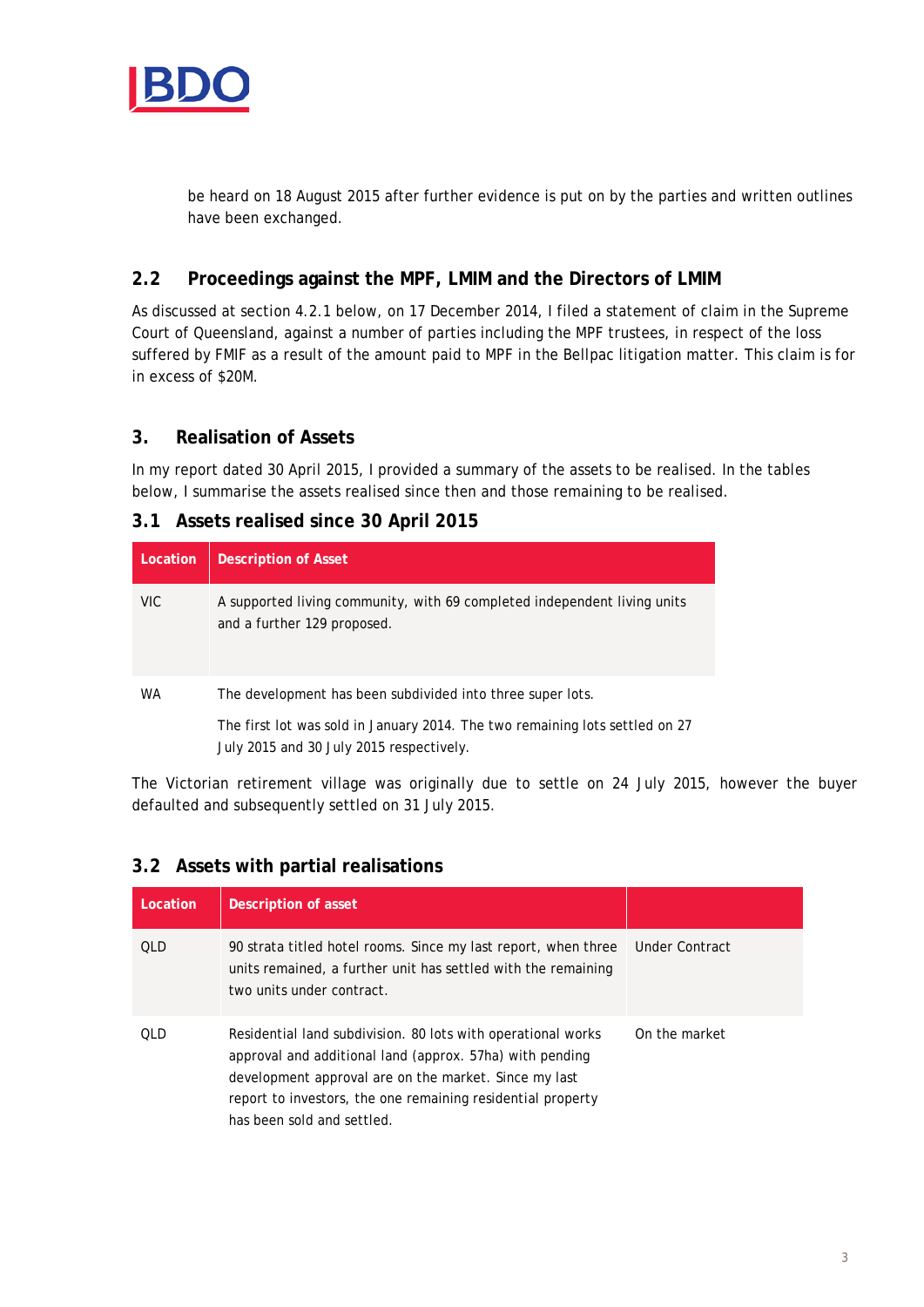be heard on 18 August 2015 after further evidence is put on by the parties and written outlines have been exchanged.

## 2.2 Proceedings against the MPF, LMIM and the Directors of LMIM

As discussed at section 4.2.1 below, on 17 December 2014, I filed a statement of claim in the Supreme Court of Queensland, against a number of parties including the MPF trustees, in respect of the loss suffered by FMIF as a result of the amount paid to MPF in the Bellpac litigation matter. This claim is for in excess of $20M.

# 3. Realisation of Assets

In my report dated 30 April 2015, I provided a summary of the assets to be realised. In the tables below, I summarise the assets realised since then and those remaining to be realised.

## 3.1 Assets realised since 30 April 2015

| Location | Description of Asset |
|---|---|
| VIC | A supported living community, with 69 completed independent living units and a further 129 proposed. |
| WA | The development has been subdivided into three super lots.<br>The first lot was sold in January 2014. The two remaining lots settled on 27 July 2015 and 30 July 2015 respectively. |

The Victorian retirement village was originally due to settle on 24 July 2015, however the buyer defaulted and subsequently settled on 31 July 2015.

## 3.2 Assets with partial realisations

| Location | Description of asset | |
|---|---|---|
| QLD | 90 strata titled hotel rooms. Since my last report, when three units remained, a further unit has settled with the remaining two units under contract. | Under Contract |
| QLD | Residential land subdivision. 80 lots with operational works approval and additional land (approx. 57ha) with pending development approval are on the market. Since my last report to investors, the one remaining residential property has been sold and settled. | On the market |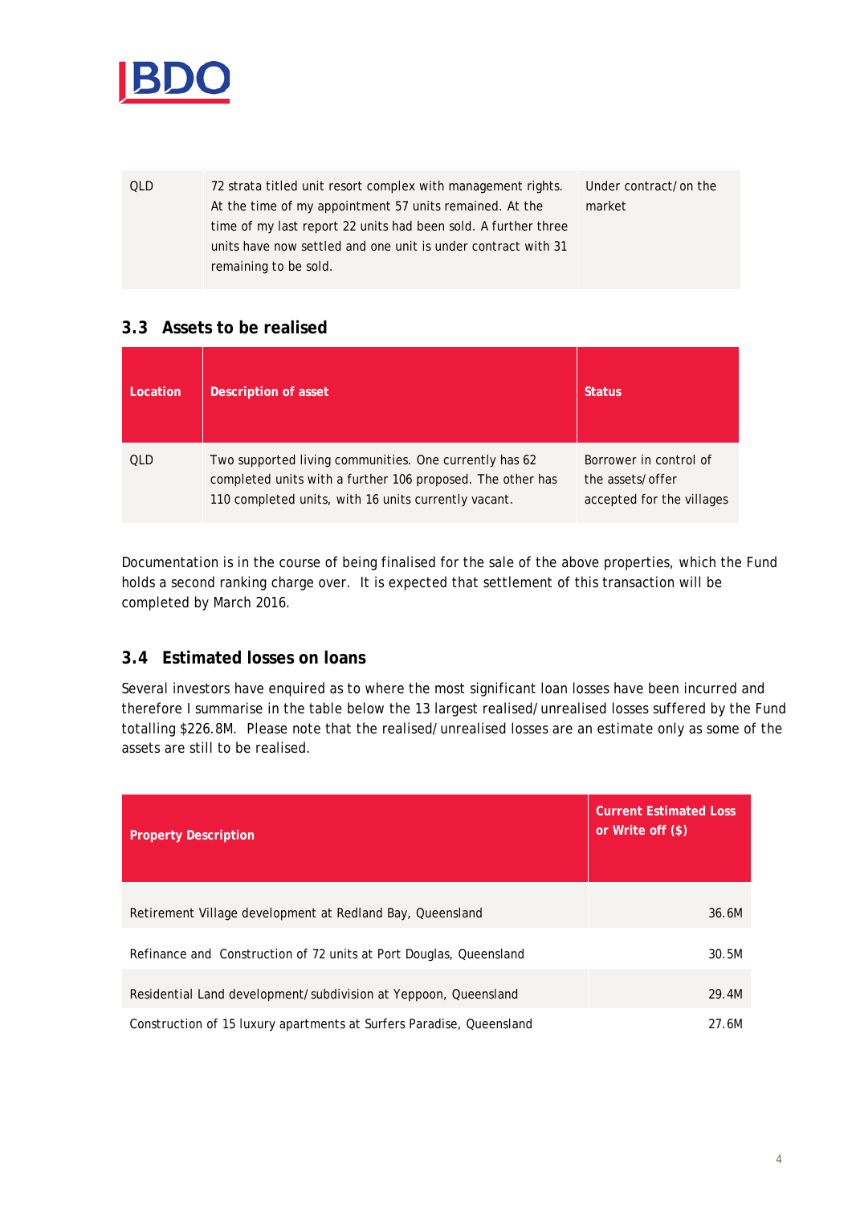| | | |
|---|---|---|
| QLD | 72 strata titled unit resort complex with management rights. At the time of my appointment 57 units remained. At the time of my last report 22 units had been sold. A further three units have now settled and one unit is under contract with 31 remaining to be sold. | Under contract/on the market |

### 3.3 Assets to be realised

| Location | Description of asset | Status |
|---|---|---|
| QLD | Two supported living communities. One currently has 62 completed units with a further 106 proposed. The other has 110 completed units, with 16 units currently vacant. | Borrower in control of the assets/offer accepted for the villages |

Documentation is in the course of being finalised for the sale of the above properties, which the Fund holds a second ranking charge over. It is expected that settlement of this transaction will be completed by March 2016.

### 3.4 Estimated losses on loans

Several investors have enquired as to where the most significant loan losses have been incurred and therefore I summarise in the table below the 13 largest realised/unrealised losses suffered by the Fund totalling $226.8M. Please note that the realised/unrealised losses are an estimate only as some of the assets are still to be realised.

| Property Description | Current Estimated Loss or Write off ($) |
|---|---:|
| Retirement Village development at Redland Bay, Queensland | 36.6M |
| Refinance and Construction of 72 units at Port Douglas, Queensland | 30.5M |
| Residential Land development/subdivision at Yeppoon, Queensland | 29.4M |
| Construction of 15 luxury apartments at Surfers Paradise, Queensland | 27.6M |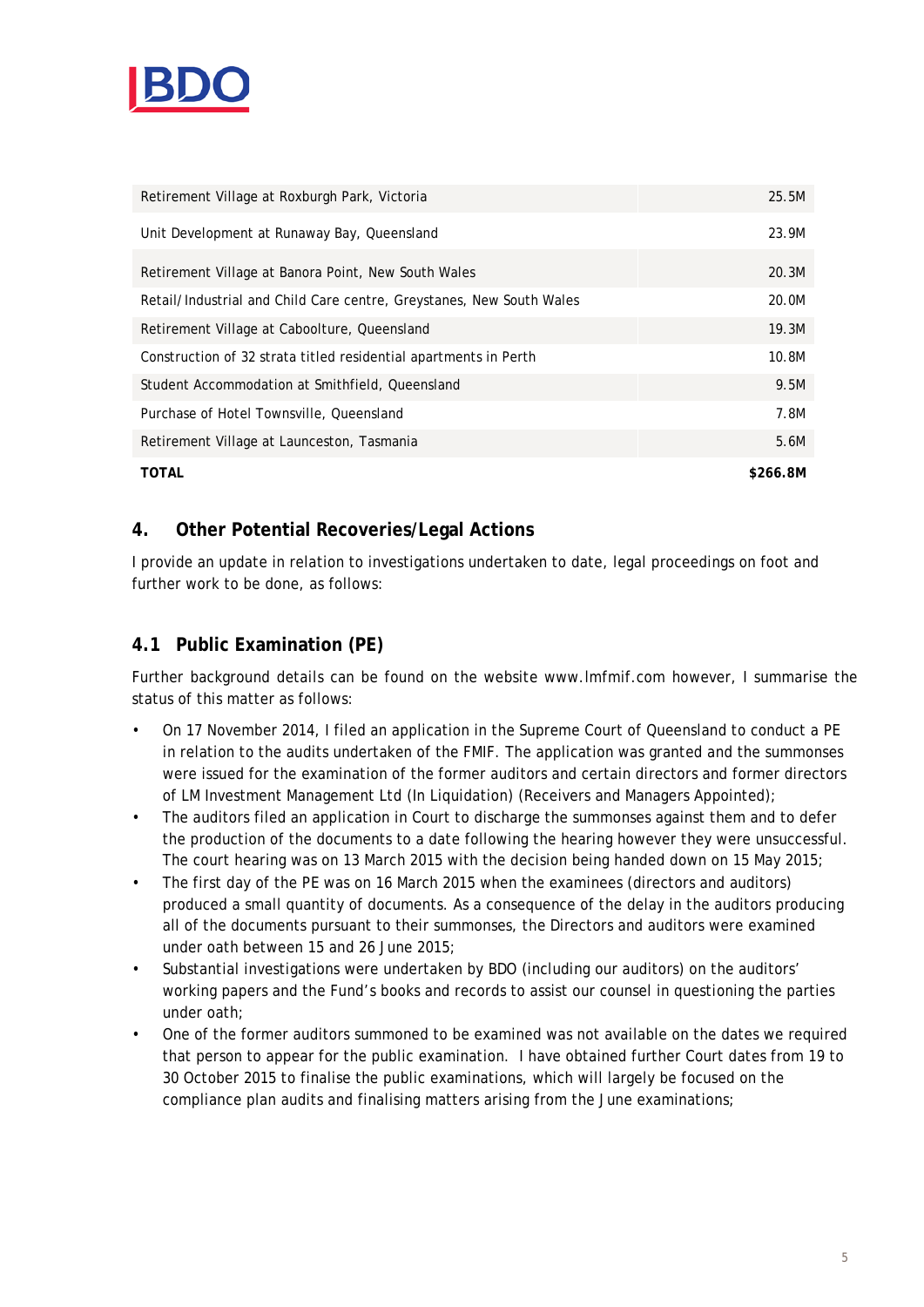| | |
|---|---|
| Retirement Village at Roxburgh Park, Victoria | 25.5M |
| Unit Development at Runaway Bay, Queensland | 23.9M |
| Retirement Village at Banora Point, New South Wales | 20.3M |
| Retail/Industrial and Child Care centre, Greystanes, New South Wales | 20.0M |
| Retirement Village at Caboolture, Queensland | 19.3M |
| Construction of 32 strata titled residential apartments in Perth | 10.8M |
| Student Accommodation at Smithfield, Queensland | 9.5M |
| Purchase of Hotel Townsville, Queensland | 7.8M |
| Retirement Village at Launceston, Tasmania | 5.6M |
| **TOTAL** | **$266.8M** |

## 4. Other Potential Recoveries/Legal Actions

I provide an update in relation to investigations undertaken to date, legal proceedings on foot and further work to be done, as follows:

### 4.1 Public Examination (PE)

Further background details can be found on the website www.lmfmif.com however, I summarise the status of this matter as follows:

- On 17 November 2014, I filed an application in the Supreme Court of Queensland to conduct a PE in relation to the audits undertaken of the FMIF. The application was granted and the summonses were issued for the examination of the former auditors and certain directors and former directors of LM Investment Management Ltd (In Liquidation) (Receivers and Managers Appointed);
- The auditors filed an application in Court to discharge the summonses against them and to defer the production of the documents to a date following the hearing however they were unsuccessful. The court hearing was on 13 March 2015 with the decision being handed down on 15 May 2015;
- The first day of the PE was on 16 March 2015 when the examinees (directors and auditors) produced a small quantity of documents. As a consequence of the delay in the auditors producing all of the documents pursuant to their summonses, the Directors and auditors were examined under oath between 15 and 26 June 2015;
- Substantial investigations were undertaken by BDO (including our auditors) on the auditors' working papers and the Fund's books and records to assist our counsel in questioning the parties under oath;
- One of the former auditors summoned to be examined was not available on the dates we required that person to appear for the public examination. I have obtained further Court dates from 19 to 30 October 2015 to finalise the public examinations, which will largely be focused on the compliance plan audits and finalising matters arising from the June examinations;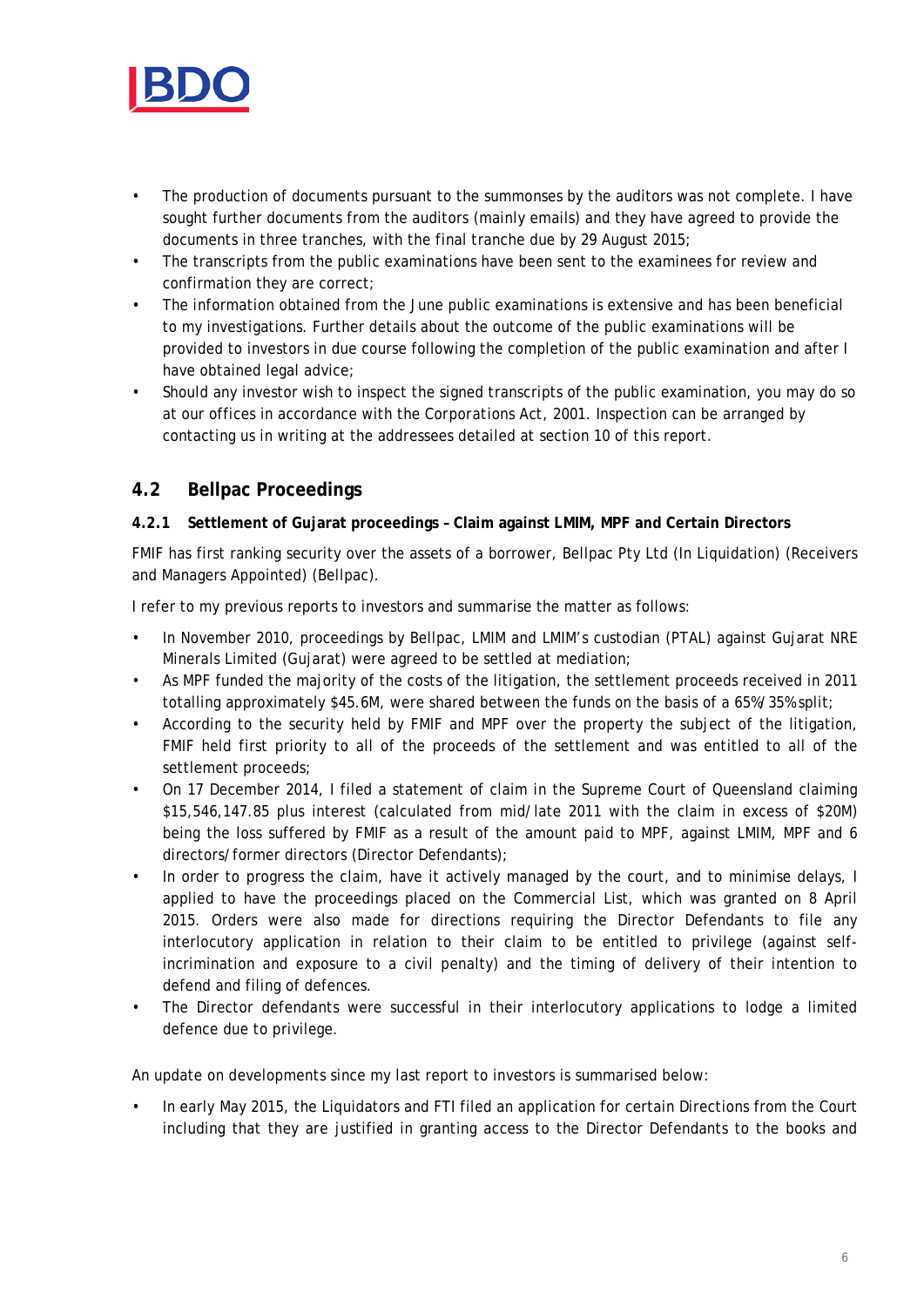- The production of documents pursuant to the summonses by the auditors was not complete. I have sought further documents from the auditors (mainly emails) and they have agreed to provide the documents in three tranches, with the final tranche due by 29 August 2015;
- The transcripts from the public examinations have been sent to the examinees for review and confirmation they are correct;
- The information obtained from the June public examinations is extensive and has been beneficial to my investigations. Further details about the outcome of the public examinations will be provided to investors in due course following the completion of the public examination and after I have obtained legal advice;
- Should any investor wish to inspect the signed transcripts of the public examination, you may do so at our offices in accordance with the *Corporations Act, 2001*. Inspection can be arranged by contacting us in writing at the addressees detailed at section 10 of this report.

## 4.2 Bellpac Proceedings

### 4.2.1 Settlement of Gujarat proceedings – Claim against LMIM, MPF and Certain Directors

FMIF has first ranking security over the assets of a borrower, Bellpac Pty Ltd (In Liquidation) (Receivers and Managers Appointed) (Bellpac).

I refer to my previous reports to investors and summarise the matter as follows:

- In November 2010, proceedings by Bellpac, LMIM and LMIM's custodian (PTAL) against Gujarat NRE Minerals Limited (Gujarat) were agreed to be settled at mediation;
- As MPF funded the majority of the costs of the litigation, the settlement proceeds received in 2011 totalling approximately $45.6M, were shared between the funds on the basis of a 65%/35% split;
- According to the security held by FMIF and MPF over the property the subject of the litigation, FMIF held first priority to all of the proceeds of the settlement and was entitled to all of the settlement proceeds;
- On 17 December 2014, I filed a statement of claim in the Supreme Court of Queensland claiming $15,546,147.85 plus interest (calculated from mid/late 2011 with the claim in excess of $20M) being the loss suffered by FMIF as a result of the amount paid to MPF, against LMIM, MPF and 6 directors/former directors (Director Defendants);
- In order to progress the claim, have it actively managed by the court, and to minimise delays, I applied to have the proceedings placed on the Commercial List, which was granted on 8 April 2015. Orders were also made for directions requiring the Director Defendants to file any interlocutory application in relation to their claim to be entitled to privilege (against self-incrimination and exposure to a civil penalty) and the timing of delivery of their intention to defend and filing of defences.
- The Director defendants were successful in their interlocutory applications to lodge a limited defence due to privilege.

An update on developments since my last report to investors is summarised below:

- In early May 2015, the Liquidators and FTI filed an application for certain Directions from the Court including that they are justified in granting access to the Director Defendants to the books and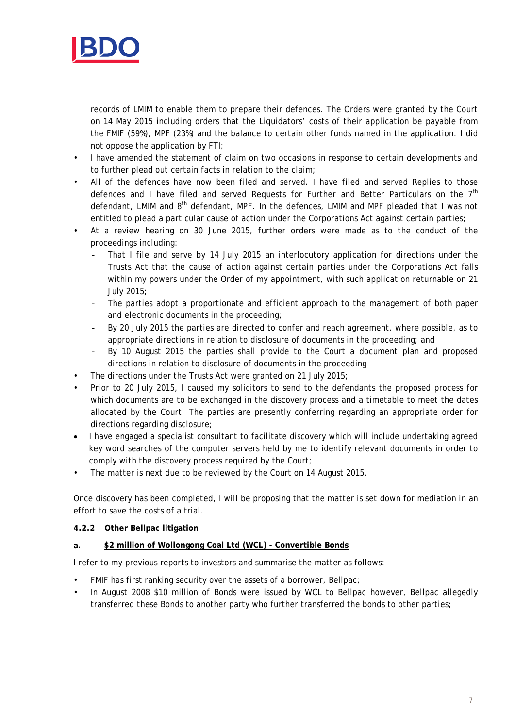records of LMIM to enable them to prepare their defences. The Orders were granted by the Court on 14 May 2015 including orders that the Liquidators' costs of their application be payable from the FMIF (59%), MPF (23%) and the balance to certain other funds named in the application. I did not oppose the application by FTI;

- I have amended the statement of claim on two occasions in response to certain developments and to further plead out certain facts in relation to the claim;
- All of the defences have now been filed and served. I have filed and served Replies to those defences and I have filed and served Requests for Further and Better Particulars on the 7th defendant, LMIM and 8th defendant, MPF. In the defences, LMIM and MPF pleaded that I was not entitled to plead a particular cause of action under the Corporations Act against certain parties;
- At a review hearing on 30 June 2015, further orders were made as to the conduct of the proceedings including:
  - That I file and serve by 14 July 2015 an interlocutory application for directions under the Trusts Act that the cause of action against certain parties under the Corporations Act falls within my powers under the Order of my appointment, with such application returnable on 21 July 2015;
  - The parties adopt a proportionate and efficient approach to the management of both paper and electronic documents in the proceeding;
  - By 20 July 2015 the parties are directed to confer and reach agreement, where possible, as to appropriate directions in relation to disclosure of documents in the proceeding; and
  - By 10 August 2015 the parties shall provide to the Court a document plan and proposed directions in relation to disclosure of documents in the proceeding
- The directions under the Trusts Act were granted on 21 July 2015;
- Prior to 20 July 2015, I caused my solicitors to send to the defendants the proposed process for which documents are to be exchanged in the discovery process and a timetable to meet the dates allocated by the Court. The parties are presently conferring regarding an appropriate order for directions regarding disclosure;
- I have engaged a specialist consultant to facilitate discovery which will include undertaking agreed key word searches of the computer servers held by me to identify relevant documents in order to comply with the discovery process required by the Court;
- The matter is next due to be reviewed by the Court on 14 August 2015.

Once discovery has been completed, I will be proposing that the matter is set down for mediation in an effort to save the costs of a trial.

#### 4.2.2 Other Bellpac litigation

**a. <u>$2 million of Wollongong Coal Ltd (WCL) - Convertible Bonds</u>**

I refer to my previous reports to investors and summarise the matter as follows:

- FMIF has first ranking security over the assets of a borrower, Bellpac;
- In August 2008 $10 million of Bonds were issued by WCL to Bellpac however, Bellpac allegedly transferred these Bonds to another party who further transferred the bonds to other parties;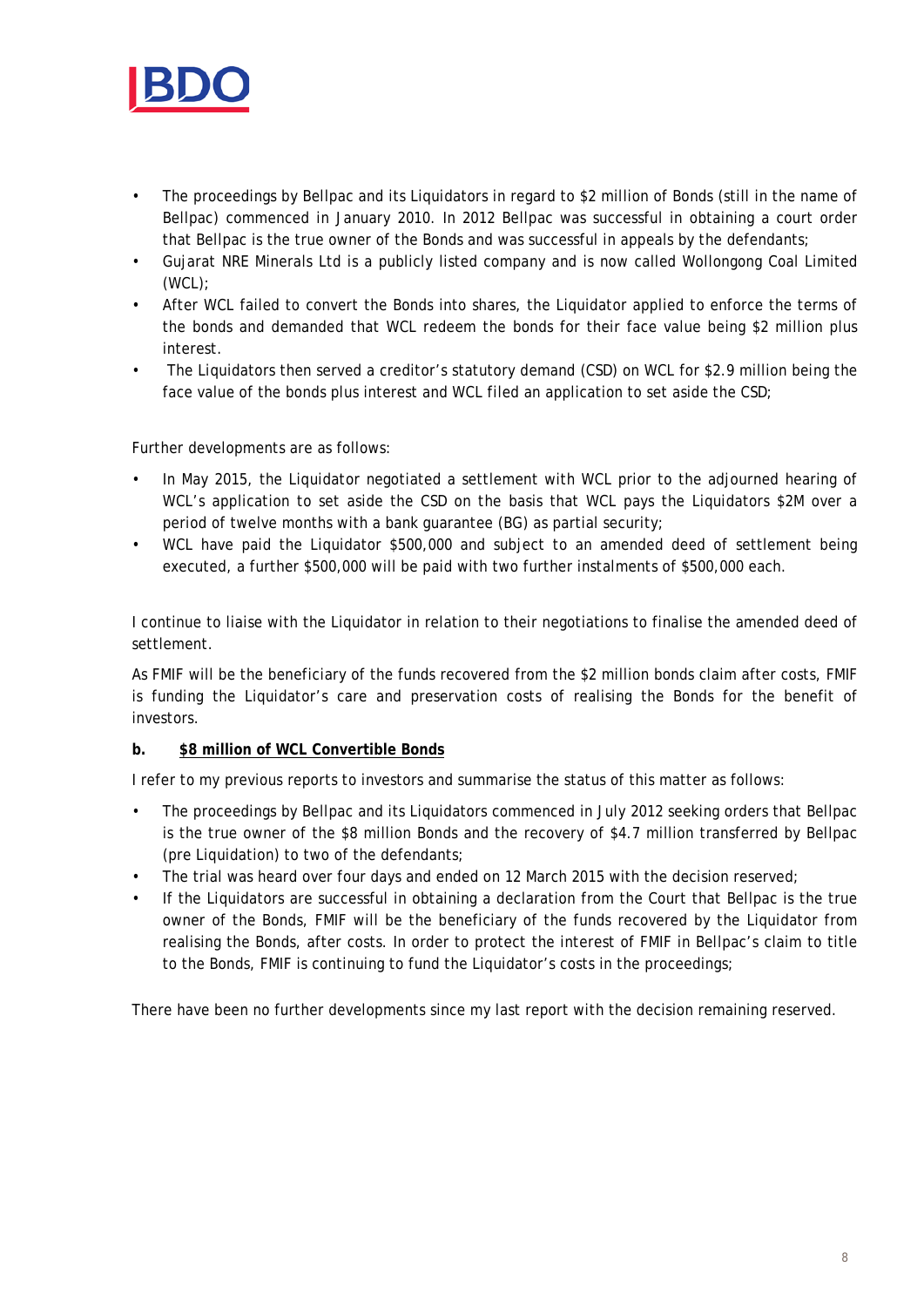- The proceedings by Bellpac and its Liquidators in regard to $2 million of Bonds (still in the name of Bellpac) commenced in January 2010. In 2012 Bellpac was successful in obtaining a court order that Bellpac is the true owner of the Bonds and was successful in appeals by the defendants;
- Gujarat NRE Minerals Ltd is a publicly listed company and is now called Wollongong Coal Limited (WCL);
- After WCL failed to convert the Bonds into shares, the Liquidator applied to enforce the terms of the bonds and demanded that WCL redeem the bonds for their face value being $2 million plus interest.
- The Liquidators then served a creditor's statutory demand (CSD) on WCL for $2.9 million being the face value of the bonds plus interest and WCL filed an application to set aside the CSD;

Further developments are as follows:

- In May 2015, the Liquidator negotiated a settlement with WCL prior to the adjourned hearing of WCL's application to set aside the CSD on the basis that WCL pays the Liquidators $2M over a period of twelve months with a bank guarantee (BG) as partial security;
- WCL have paid the Liquidator $500,000 and subject to an amended deed of settlement being executed, a further $500,000 will be paid with two further instalments of $500,000 each.

I continue to liaise with the Liquidator in relation to their negotiations to finalise the amended deed of settlement.

As FMIF will be the beneficiary of the funds recovered from the $2 million bonds claim after costs, FMIF is funding the Liquidator's care and preservation costs of realising the Bonds for the benefit of investors.

**b. <u>$8 million of WCL Convertible Bonds</u>**

I refer to my previous reports to investors and summarise the status of this matter as follows:

- The proceedings by Bellpac and its Liquidators commenced in July 2012 seeking orders that Bellpac is the true owner of the $8 million Bonds and the recovery of $4.7 million transferred by Bellpac (pre Liquidation) to two of the defendants;
- The trial was heard over four days and ended on 12 March 2015 with the decision reserved;
- If the Liquidators are successful in obtaining a declaration from the Court that Bellpac is the true owner of the Bonds, FMIF will be the beneficiary of the funds recovered by the Liquidator from realising the Bonds, after costs. In order to protect the interest of FMIF in Bellpac's claim to title to the Bonds, FMIF is continuing to fund the Liquidator's costs in the proceedings;

There have been no further developments since my last report with the decision remaining reserved.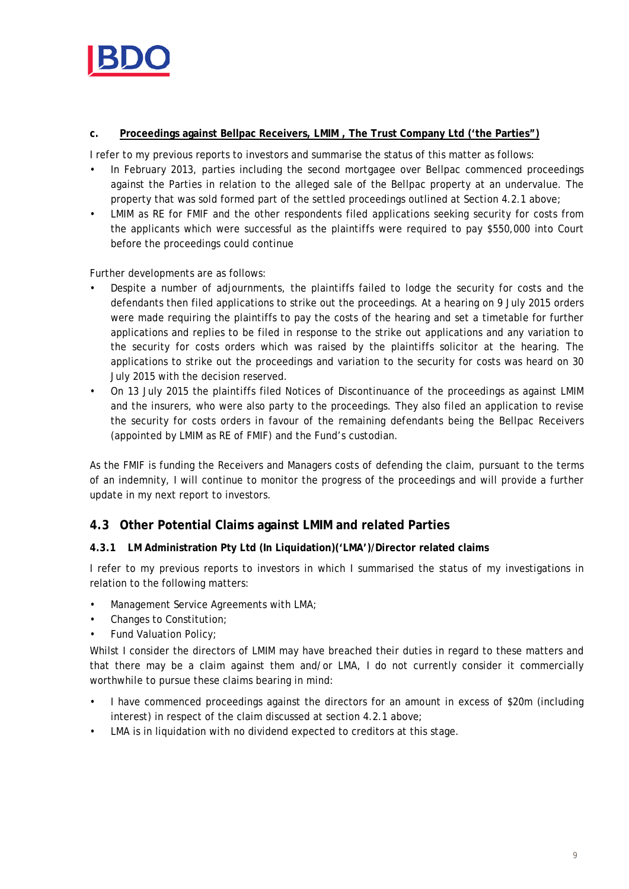**c. <u>Proceedings against Bellpac Receivers, LMIM , The Trust Company Ltd ('the Parties")</u>**

I refer to my previous reports to investors and summarise the status of this matter as follows:

- In February 2013, parties including the second mortgagee over Bellpac commenced proceedings against the Parties in relation to the alleged sale of the Bellpac property at an undervalue. The property that was sold formed part of the settled proceedings outlined at Section 4.2.1 above;
- LMIM as RE for FMIF and the other respondents filed applications seeking security for costs from the applicants which were successful as the plaintiffs were required to pay $550,000 into Court before the proceedings could continue

Further developments are as follows:

- Despite a number of adjournments, the plaintiffs failed to lodge the security for costs and the defendants then filed applications to strike out the proceedings. At a hearing on 9 July 2015 orders were made requiring the plaintiffs to pay the costs of the hearing and set a timetable for further applications and replies to be filed in response to the strike out applications and any variation to the security for costs orders which was raised by the plaintiffs solicitor at the hearing. The applications to strike out the proceedings and variation to the security for costs was heard on 30 July 2015 with the decision reserved.
- On 13 July 2015 the plaintiffs filed Notices of Discontinuance of the proceedings as against LMIM and the insurers, who were also party to the proceedings. They also filed an application to revise the security for costs orders in favour of the remaining defendants being the Bellpac Receivers (appointed by LMIM as RE of FMIF) and the Fund's custodian.

As the FMIF is funding the Receivers and Managers costs of defending the claim, pursuant to the terms of an indemnity, I will continue to monitor the progress of the proceedings and will provide a further update in my next report to investors.

## 4.3 Other Potential Claims against LMIM and related Parties

### 4.3.1 LM Administration Pty Ltd (In Liquidation)('LMA')/Director related claims

I refer to my previous reports to investors in which I summarised the status of my investigations in relation to the following matters:

- Management Service Agreements with LMA;
- Changes to Constitution;
- Fund Valuation Policy;

Whilst I consider the directors of LMIM may have breached their duties in regard to these matters and that there may be a claim against them and/or LMA, I do not currently consider it commercially worthwhile to pursue these claims bearing in mind:

- I have commenced proceedings against the directors for an amount in excess of $20m (including interest) in respect of the claim discussed at section 4.2.1 above;
- LMA is in liquidation with no dividend expected to creditors at this stage.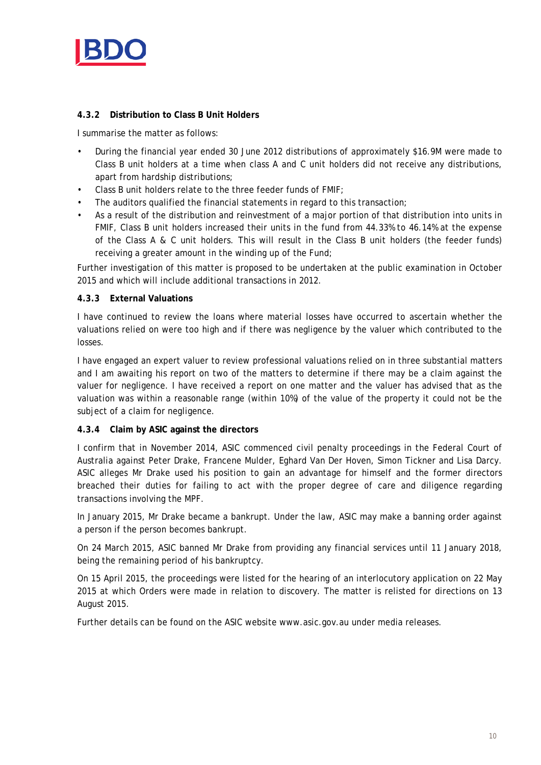#### 4.3.2 Distribution to Class B Unit Holders

I summarise the matter as follows:

- During the financial year ended 30 June 2012 distributions of approximately $16.9M were made to Class B unit holders at a time when class A and C unit holders did not receive any distributions, apart from hardship distributions;
- Class B unit holders relate to the three feeder funds of FMIF;
- The auditors qualified the financial statements in regard to this transaction;
- As a result of the distribution and reinvestment of a major portion of that distribution into units in FMIF, Class B unit holders increased their units in the fund from 44.33% to 46.14% at the expense of the Class A & C unit holders. This will result in the Class B unit holders (the feeder funds) receiving a greater amount in the winding up of the Fund;

Further investigation of this matter is proposed to be undertaken at the public examination in October 2015 and which will include additional transactions in 2012.

#### 4.3.3 External Valuations

I have continued to review the loans where material losses have occurred to ascertain whether the valuations relied on were too high and if there was negligence by the valuer which contributed to the losses.

I have engaged an expert valuer to review professional valuations relied on in three substantial matters and I am awaiting his report on two of the matters to determine if there may be a claim against the valuer for negligence. I have received a report on one matter and the valuer has advised that as the valuation was within a reasonable range (within 10%) of the value of the property it could not be the subject of a claim for negligence.

#### 4.3.4 Claim by ASIC against the directors

I confirm that in November 2014, ASIC commenced civil penalty proceedings in the Federal Court of Australia against Peter Drake, Francene Mulder, Eghard Van Der Hoven, Simon Tickner and Lisa Darcy. ASIC alleges Mr Drake used his position to gain an advantage for himself and the former directors breached their duties for failing to act with the proper degree of care and diligence regarding transactions involving the MPF.

In January 2015, Mr Drake became a bankrupt. Under the law, ASIC may make a banning order against a person if the person becomes bankrupt.

On 24 March 2015, ASIC banned Mr Drake from providing any financial services until 11 January 2018, being the remaining period of his bankruptcy.

On 15 April 2015, the proceedings were listed for the hearing of an interlocutory application on 22 May 2015 at which Orders were made in relation to discovery. The matter is relisted for directions on 13 August 2015.

Further details can be found on the ASIC website www.asic.gov.au under media releases.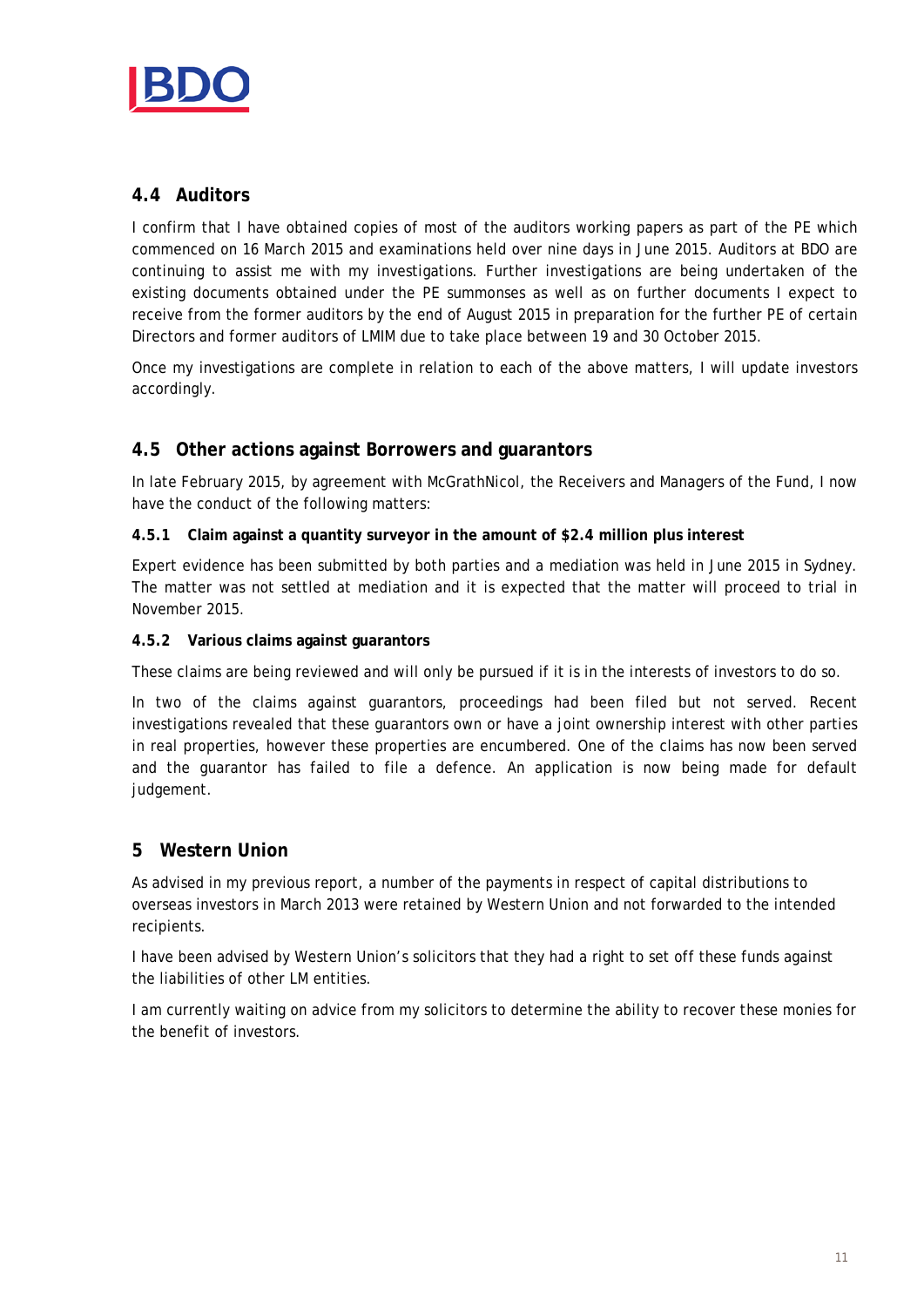## 4.4 Auditors

I confirm that I have obtained copies of most of the auditors working papers as part of the PE which commenced on 16 March 2015 and examinations held over nine days in June 2015. Auditors at BDO are continuing to assist me with my investigations. Further investigations are being undertaken of the existing documents obtained under the PE summonses as well as on further documents I expect to receive from the former auditors by the end of August 2015 in preparation for the further PE of certain Directors and former auditors of LMIM due to take place between 19 and 30 October 2015.

Once my investigations are complete in relation to each of the above matters, I will update investors accordingly.

## 4.5 Other actions against Borrowers and guarantors

In late February 2015, by agreement with McGrathNicol, the Receivers and Managers of the Fund, I now have the conduct of the following matters:

### 4.5.1 Claim against a quantity surveyor in the amount of $2.4 million plus interest

Expert evidence has been submitted by both parties and a mediation was held in June 2015 in Sydney. The matter was not settled at mediation and it is expected that the matter will proceed to trial in November 2015.

### 4.5.2 Various claims against guarantors

These claims are being reviewed and will only be pursued if it is in the interests of investors to do so.

In two of the claims against guarantors, proceedings had been filed but not served. Recent investigations revealed that these guarantors own or have a joint ownership interest with other parties in real properties, however these properties are encumbered. One of the claims has now been served and the guarantor has failed to file a defence. An application is now being made for default judgement.

# 5 Western Union

As advised in my previous report, a number of the payments in respect of capital distributions to overseas investors in March 2013 were retained by Western Union and not forwarded to the intended recipients.

I have been advised by Western Union's solicitors that they had a right to set off these funds against the liabilities of other LM entities.

I am currently waiting on advice from my solicitors to determine the ability to recover these monies for the benefit of investors.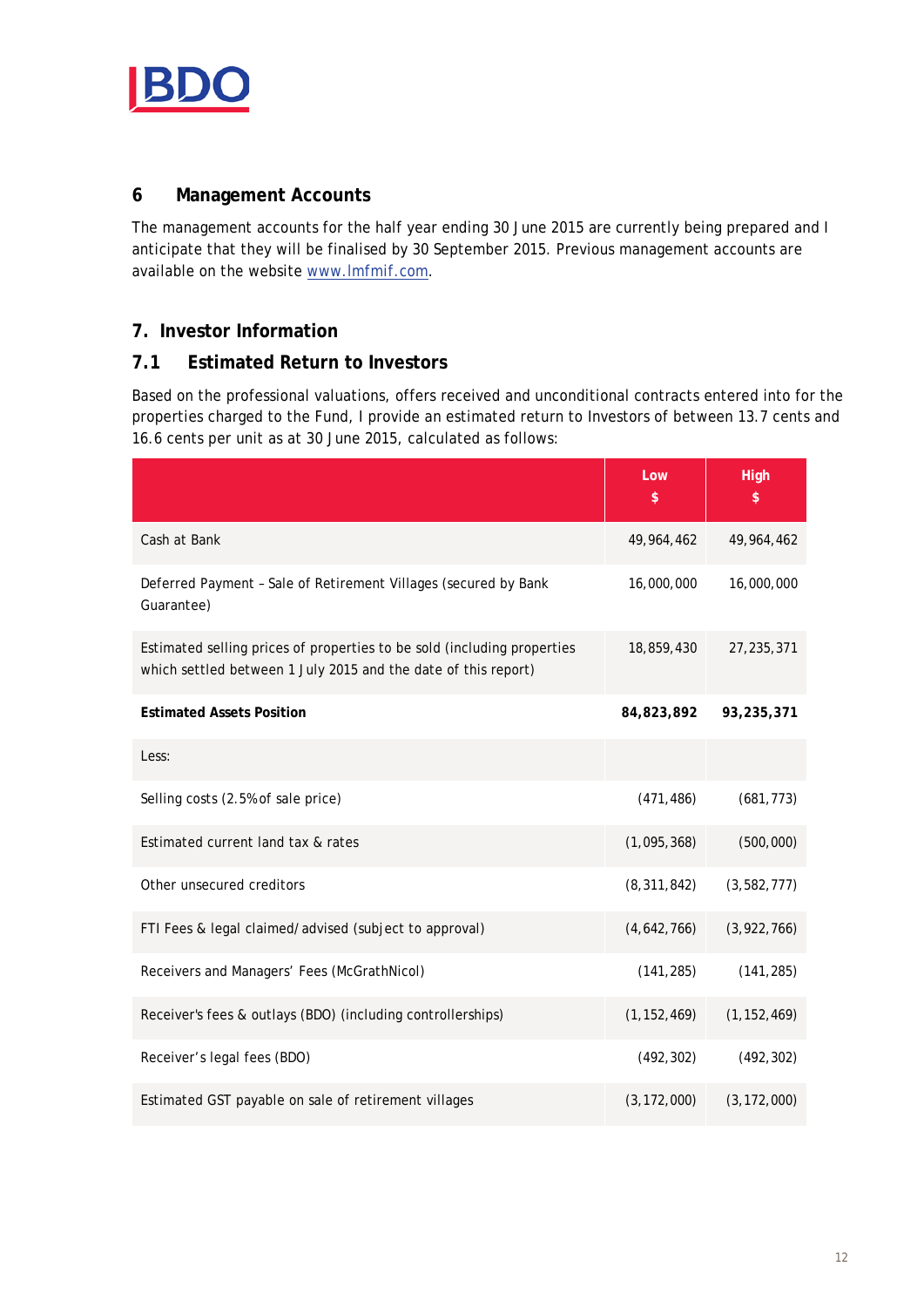## 6 Management Accounts

The management accounts for the half year ending 30 June 2015 are currently being prepared and I anticipate that they will be finalised by 30 September 2015. Previous management accounts are available on the website www.lmfmif.com.

## 7. Investor Information

### 7.1 Estimated Return to Investors

Based on the professional valuations, offers received and unconditional contracts entered into for the properties charged to the Fund, I provide an estimated return to Investors of between 13.7 cents and 16.6 cents per unit as at 30 June 2015, calculated as follows:

| | Low<br>$ | High<br>$ |
|---|---|---|
| Cash at Bank | 49,964,462 | 49,964,462 |
| Deferred Payment – Sale of Retirement Villages (secured by Bank Guarantee) | 16,000,000 | 16,000,000 |
| Estimated selling prices of properties to be sold (including properties which settled between 1 July 2015 and the date of this report) | 18,859,430 | 27,235,371 |
| **Estimated Assets Position** | **84,823,892** | **93,235,371** |
| Less: | | |
| Selling costs (2.5% of sale price) | (471,486) | (681,773) |
| Estimated current land tax & rates | (1,095,368) | (500,000) |
| Other unsecured creditors | (8,311,842) | (3,582,777) |
| FTI Fees & legal claimed/advised (subject to approval) | (4,642,766) | (3,922,766) |
| Receivers and Managers' Fees (McGrathNicol) | (141,285) | (141,285) |
| Receiver's fees & outlays (BDO) (including controllerships) | (1,152,469) | (1,152,469) |
| Receiver's legal fees (BDO) | (492,302) | (492,302) |
| Estimated GST payable on sale of retirement villages | (3,172,000) | (3,172,000) |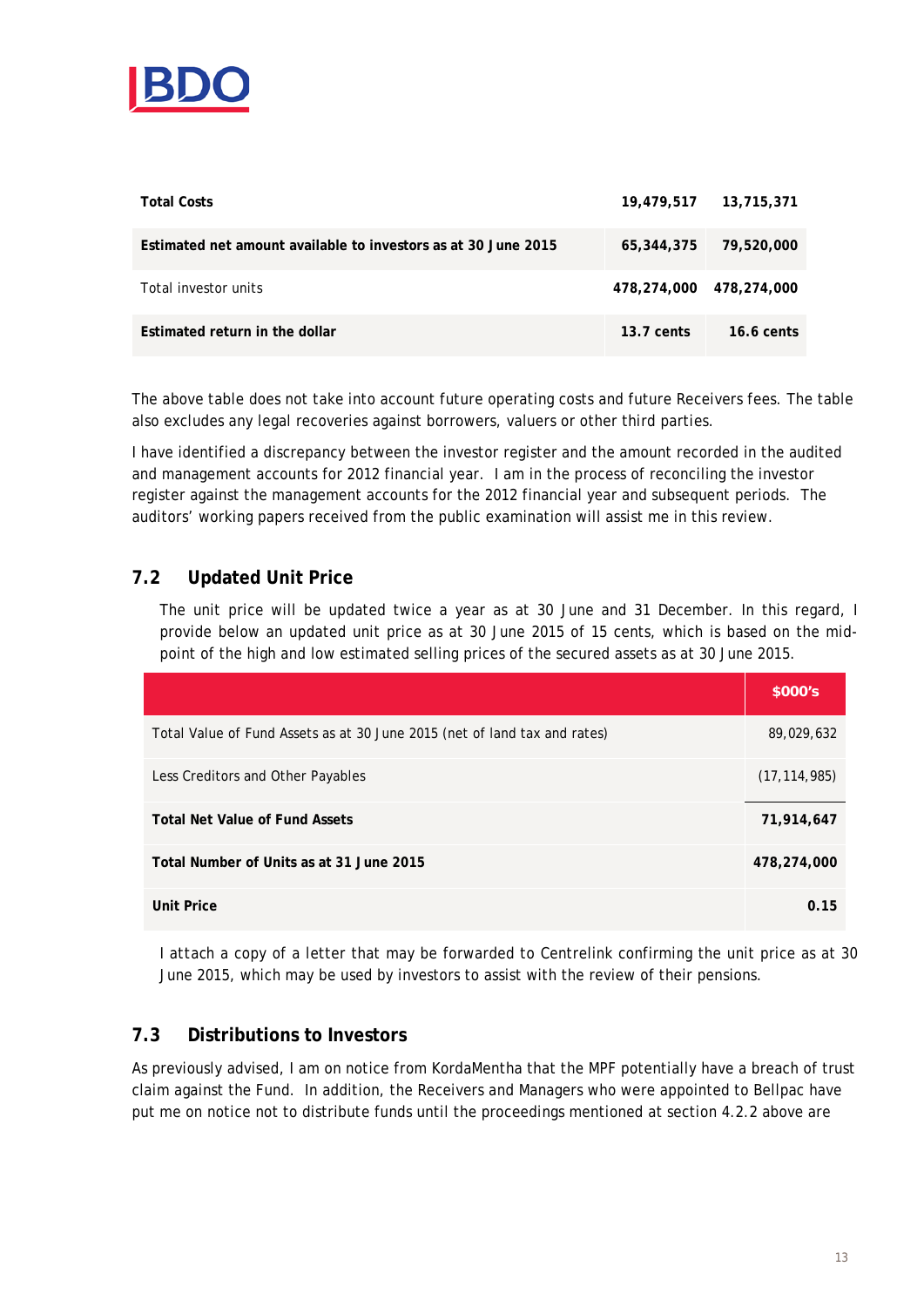| | | |
|---|---|---|
| **Total Costs** | **19,479,517** | **13,715,371** |
| **Estimated net amount available to investors as at 30 June 2015** | **65,344,375** | **79,520,000** |
| Total investor units | **478,274,000** | **478,274,000** |
| **Estimated return in the dollar** | **13.7 cents** | **16.6 cents** |

The above table does not take into account future operating costs and future Receivers fees. The table also excludes any legal recoveries against borrowers, valuers or other third parties.

I have identified a discrepancy between the investor register and the amount recorded in the audited and management accounts for 2012 financial year. I am in the process of reconciling the investor register against the management accounts for the 2012 financial year and subsequent periods. The auditors' working papers received from the public examination will assist me in this review.

## 7.2 Updated Unit Price

The unit price will be updated twice a year as at 30 June and 31 December. In this regard, I provide below an updated unit price as at 30 June 2015 of 15 cents, which is based on the mid-point of the high and low estimated selling prices of the secured assets as at 30 June 2015.

| | $000's |
|---|---|
| Total Value of Fund Assets as at 30 June 2015 (net of land tax and rates) | 89,029,632 |
| Less Creditors and Other Payables | (17,114,985) |
| **Total Net Value of Fund Assets** | **71,914,647** |
| **Total Number of Units as at 31 June 2015** | **478,274,000** |
| **Unit Price** | **0.15** |

I attach a copy of a letter that may be forwarded to Centrelink confirming the unit price as at 30 June 2015, which may be used by investors to assist with the review of their pensions.

## 7.3 Distributions to Investors

As previously advised, I am on notice from KordaMentha that the MPF potentially have a breach of trust claim against the Fund. In addition, the Receivers and Managers who were appointed to Bellpac have put me on notice not to distribute funds until the proceedings mentioned at section 4.2.2 above are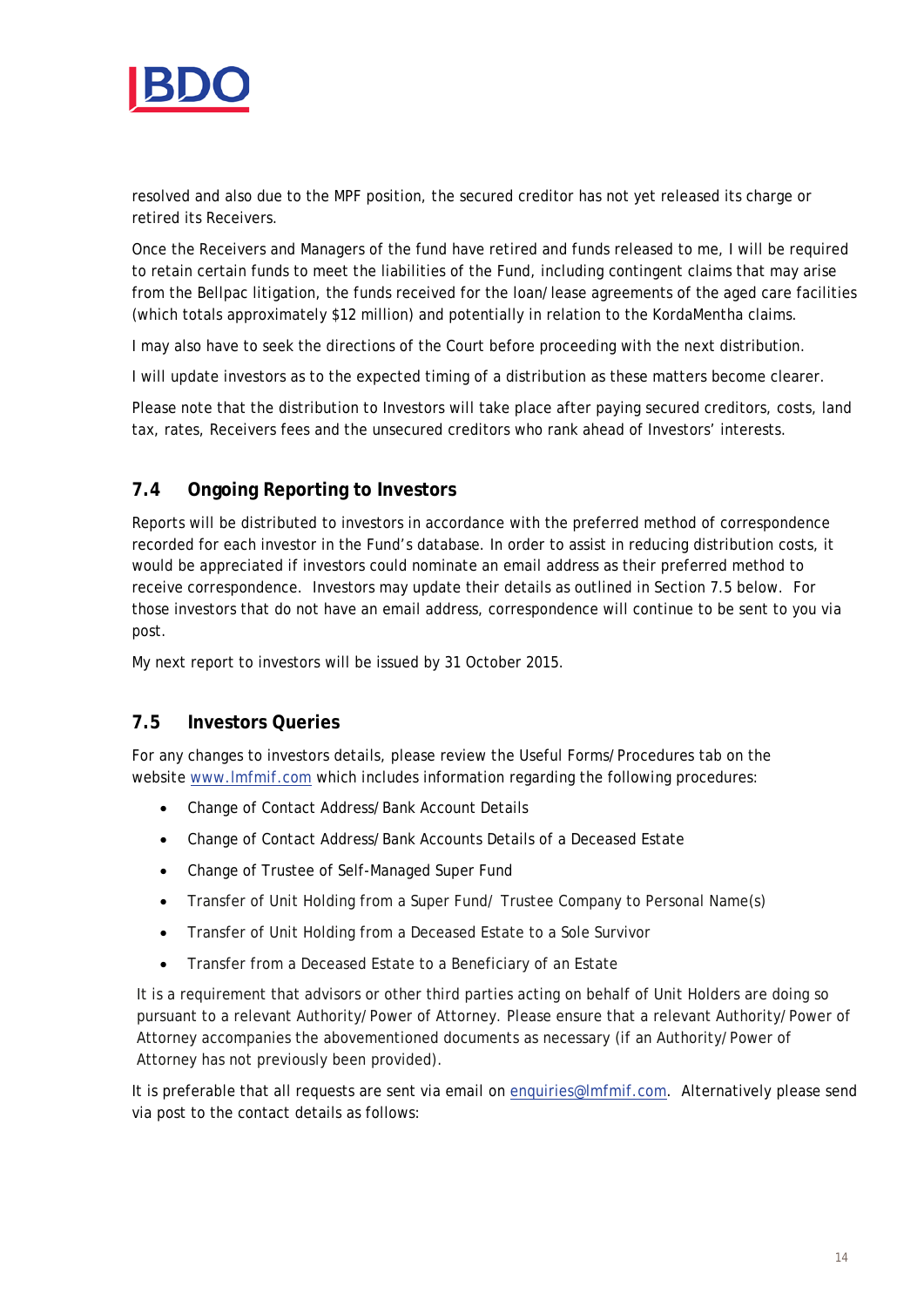resolved and also due to the MPF position, the secured creditor has not yet released its charge or retired its Receivers.

Once the Receivers and Managers of the fund have retired and funds released to me, I will be required to retain certain funds to meet the liabilities of the Fund, including contingent claims that may arise from the Bellpac litigation, the funds received for the loan/lease agreements of the aged care facilities (which totals approximately $12 million) and potentially in relation to the KordaMentha claims.

I may also have to seek the directions of the Court before proceeding with the next distribution.

I will update investors as to the expected timing of a distribution as these matters become clearer.

Please note that the distribution to Investors will take place after paying secured creditors, costs, land tax, rates, Receivers fees and the unsecured creditors who rank ahead of Investors' interests.

## 7.4 Ongoing Reporting to Investors

Reports will be distributed to investors in accordance with the preferred method of correspondence recorded for each investor in the Fund's database. In order to assist in reducing distribution costs, it would be appreciated if investors could nominate an email address as their preferred method to receive correspondence. Investors may update their details as outlined in Section 7.5 below. For those investors that do not have an email address, correspondence will continue to be sent to you via post.

My next report to investors will be issued by 31 October 2015.

## 7.5 Investors Queries

For any changes to investors details, please review the Useful Forms/Procedures tab on the website www.lmfmif.com which includes information regarding the following procedures:

- Change of Contact Address/Bank Account Details
- Change of Contact Address/Bank Accounts Details of a Deceased Estate
- Change of Trustee of Self-Managed Super Fund
- Transfer of Unit Holding from a Super Fund/ Trustee Company to Personal Name(s)
- Transfer of Unit Holding from a Deceased Estate to a Sole Survivor
- Transfer from a Deceased Estate to a Beneficiary of an Estate

It is a requirement that advisors or other third parties acting on behalf of Unit Holders are doing so pursuant to a relevant Authority/Power of Attorney. Please ensure that a relevant Authority/Power of Attorney accompanies the abovementioned documents as necessary (if an Authority/Power of Attorney has not previously been provided).

It is preferable that all requests are sent via email on enquiries@lmfmif.com. Alternatively please send via post to the contact details as follows: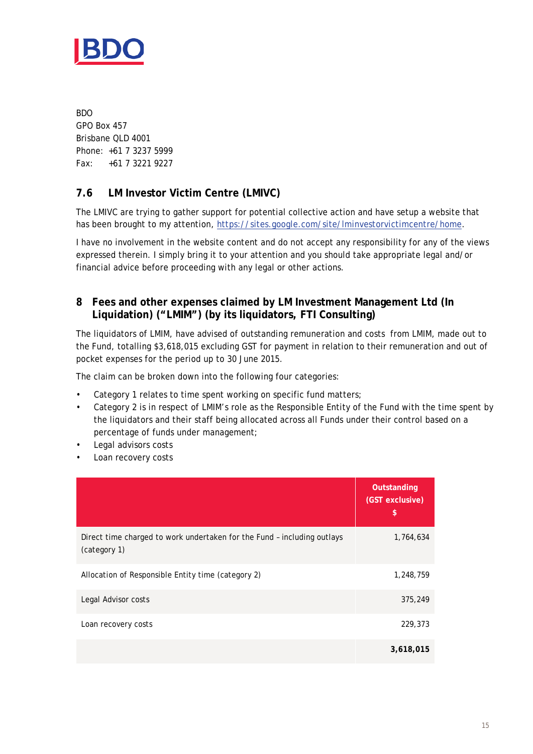BDO
GPO Box 457
Brisbane QLD 4001
Phone: +61 7 3237 5999
Fax: +61 7 3221 9227

### 7.6 LM Investor Victim Centre (LMIVC)

The LMIVC are trying to gather support for potential collective action and have setup a website that has been brought to my attention, https://sites.google.com/site/lminvestorvictimcentre/home.

I have no involvement in the website content and do not accept any responsibility for any of the views expressed therein. I simply bring it to your attention and you should take appropriate legal and/or financial advice before proceeding with any legal or other actions.

## 8 Fees and other expenses claimed by LM Investment Management Ltd (In Liquidation) ("LMIM") (by its liquidators, FTI Consulting)

The liquidators of LMIM, have advised of outstanding remuneration and costs from LMIM, made out to the Fund, totalling $3,618,015 excluding GST for payment in relation to their remuneration and out of pocket expenses for the period up to 30 June 2015.

The claim can be broken down into the following four categories:

- Category 1 relates to time spent working on specific fund matters;
- Category 2 is in respect of LMIM's role as the Responsible Entity of the Fund with the time spent by the liquidators and their staff being allocated across all Funds under their control based on a percentage of funds under management;
- Legal advisors costs
- Loan recovery costs

| | Outstanding (GST exclusive) $ |
|---|---|
| Direct time charged to work undertaken for the Fund – including outlays (category 1) | 1,764,634 |
| Allocation of Responsible Entity time (category 2) | 1,248,759 |
| Legal Advisor costs | 375,249 |
| Loan recovery costs | 229,373 |
| | **3,618,015** |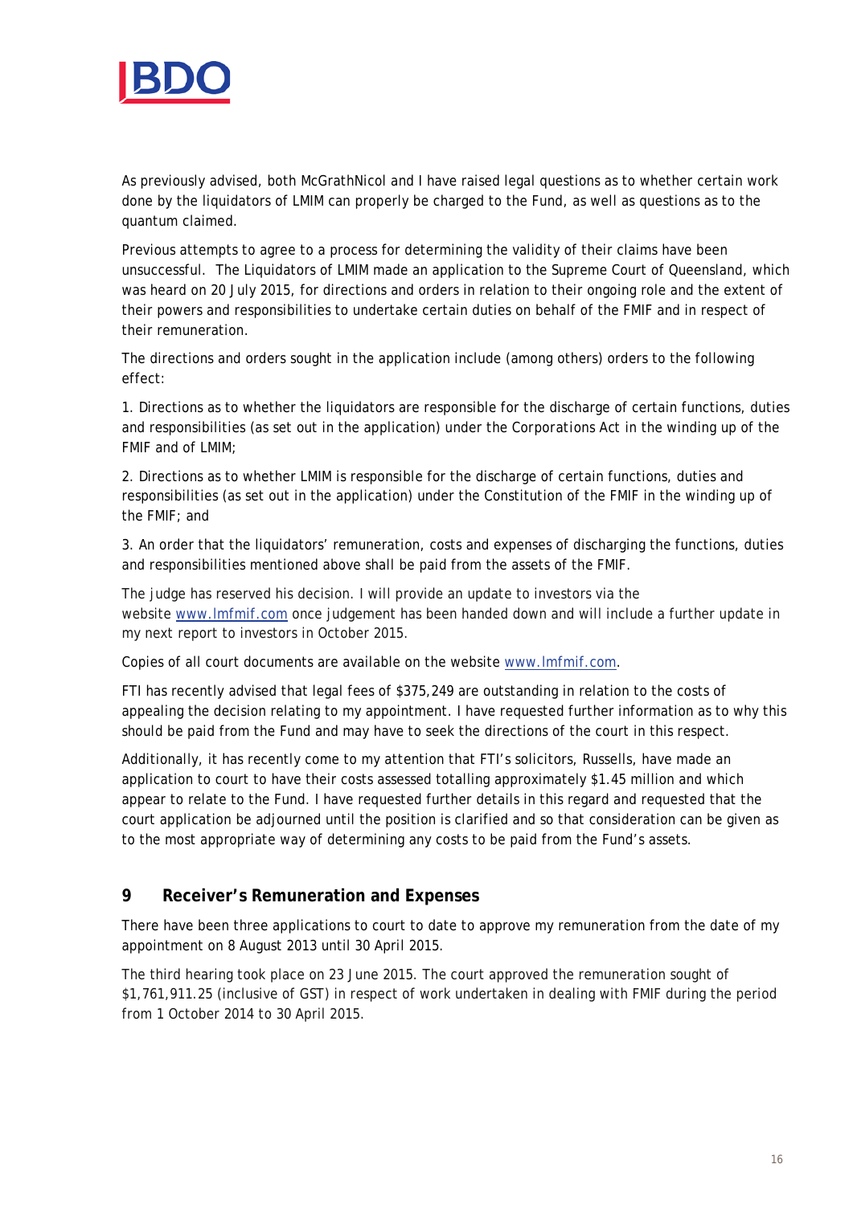As previously advised, both McGrathNicol and I have raised legal questions as to whether certain work done by the liquidators of LMIM can properly be charged to the Fund, as well as questions as to the quantum claimed.

Previous attempts to agree to a process for determining the validity of their claims have been unsuccessful. The Liquidators of LMIM made an application to the Supreme Court of Queensland, which was heard on 20 July 2015, for directions and orders in relation to their ongoing role and the extent of their powers and responsibilities to undertake certain duties on behalf of the FMIF and in respect of their remuneration.

The directions and orders sought in the application include (among others) orders to the following effect:

1. Directions as to whether the liquidators are responsible for the discharge of certain functions, duties and responsibilities (as set out in the application) under the *Corporations Act* in the winding up of the FMIF and of LMIM;

2. Directions as to whether LMIM is responsible for the discharge of certain functions, duties and responsibilities (as set out in the application) under the Constitution of the FMIF in the winding up of the FMIF; and

3. An order that the liquidators' remuneration, costs and expenses of discharging the functions, duties and responsibilities mentioned above shall be paid from the assets of the FMIF.

The judge has reserved his decision. I will provide an update to investors via the website www.lmfmif.com once judgement has been handed down and will include a further update in my next report to investors in October 2015.

Copies of all court documents are available on the website www.lmfmif.com.

FTI has recently advised that legal fees of $375,249 are outstanding in relation to the costs of appealing the decision relating to my appointment. I have requested further information as to why this should be paid from the Fund and may have to seek the directions of the court in this respect.

Additionally, it has recently come to my attention that FTI's solicitors, Russells, have made an application to court to have their costs assessed totalling approximately $1.45 million and which appear to relate to the Fund. I have requested further details in this regard and requested that the court application be adjourned until the position is clarified and so that consideration can be given as to the most appropriate way of determining any costs to be paid from the Fund's assets.

## 9 Receiver's Remuneration and Expenses

There have been three applications to court to date to approve my remuneration from the date of my appointment on 8 August 2013 until 30 April 2015.

The third hearing took place on 23 June 2015. The court approved the remuneration sought of $1,761,911.25 (inclusive of GST) in respect of work undertaken in dealing with FMIF during the period from 1 October 2014 to 30 April 2015.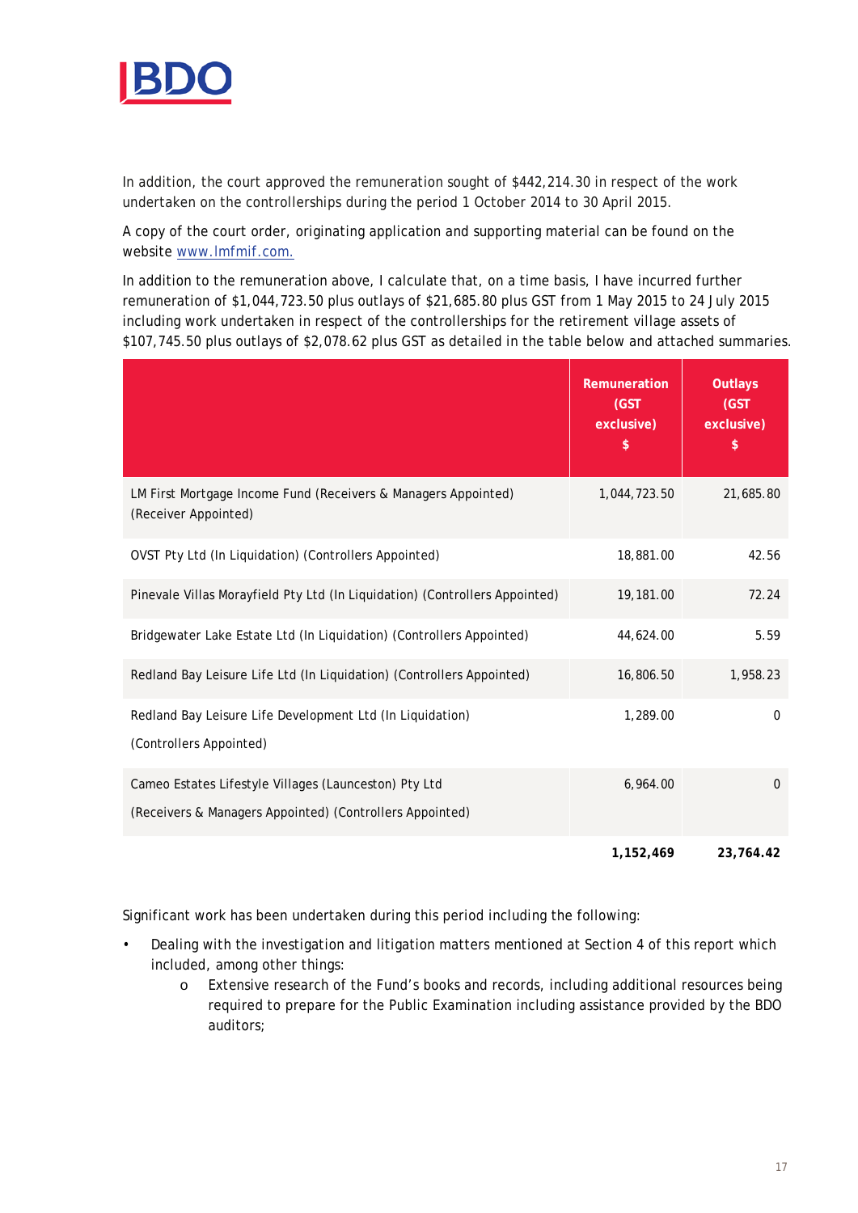In addition, the court approved the remuneration sought of $442,214.30 in respect of the work undertaken on the controllerships during the period 1 October 2014 to 30 April 2015.

A copy of the court order, originating application and supporting material can be found on the website www.lmfmif.com.

In addition to the remuneration above, I calculate that, on a time basis, I have incurred further remuneration of $1,044,723.50 plus outlays of $21,685.80 plus GST from 1 May 2015 to 24 July 2015 including work undertaken in respect of the controllerships for the retirement village assets of $107,745.50 plus outlays of $2,078.62 plus GST as detailed in the table below and attached summaries.

| | Remuneration (GST exclusive) $ | Outlays (GST exclusive) $ |
|---|---|---|
| LM First Mortgage Income Fund (Receivers & Managers Appointed) (Receiver Appointed) | 1,044,723.50 | 21,685.80 |
| OVST Pty Ltd (In Liquidation) (Controllers Appointed) | 18,881.00 | 42.56 |
| Pinevale Villas Morayfield Pty Ltd (In Liquidation) (Controllers Appointed) | 19,181.00 | 72.24 |
| Bridgewater Lake Estate Ltd (In Liquidation) (Controllers Appointed) | 44,624.00 | 5.59 |
| Redland Bay Leisure Life Ltd (In Liquidation) (Controllers Appointed) | 16,806.50 | 1,958.23 |
| Redland Bay Leisure Life Development Ltd (In Liquidation) (Controllers Appointed) | 1,289.00 | 0 |
| Cameo Estates Lifestyle Villages (Launceston) Pty Ltd (Receivers & Managers Appointed) (Controllers Appointed) | 6,964.00 | 0 |
| | **1,152,469** | **23,764.42** |

Significant work has been undertaken during this period including the following:

- Dealing with the investigation and litigation matters mentioned at Section 4 of this report which included, among other things:
  - Extensive research of the Fund's books and records, including additional resources being required to prepare for the Public Examination including assistance provided by the BDO auditors;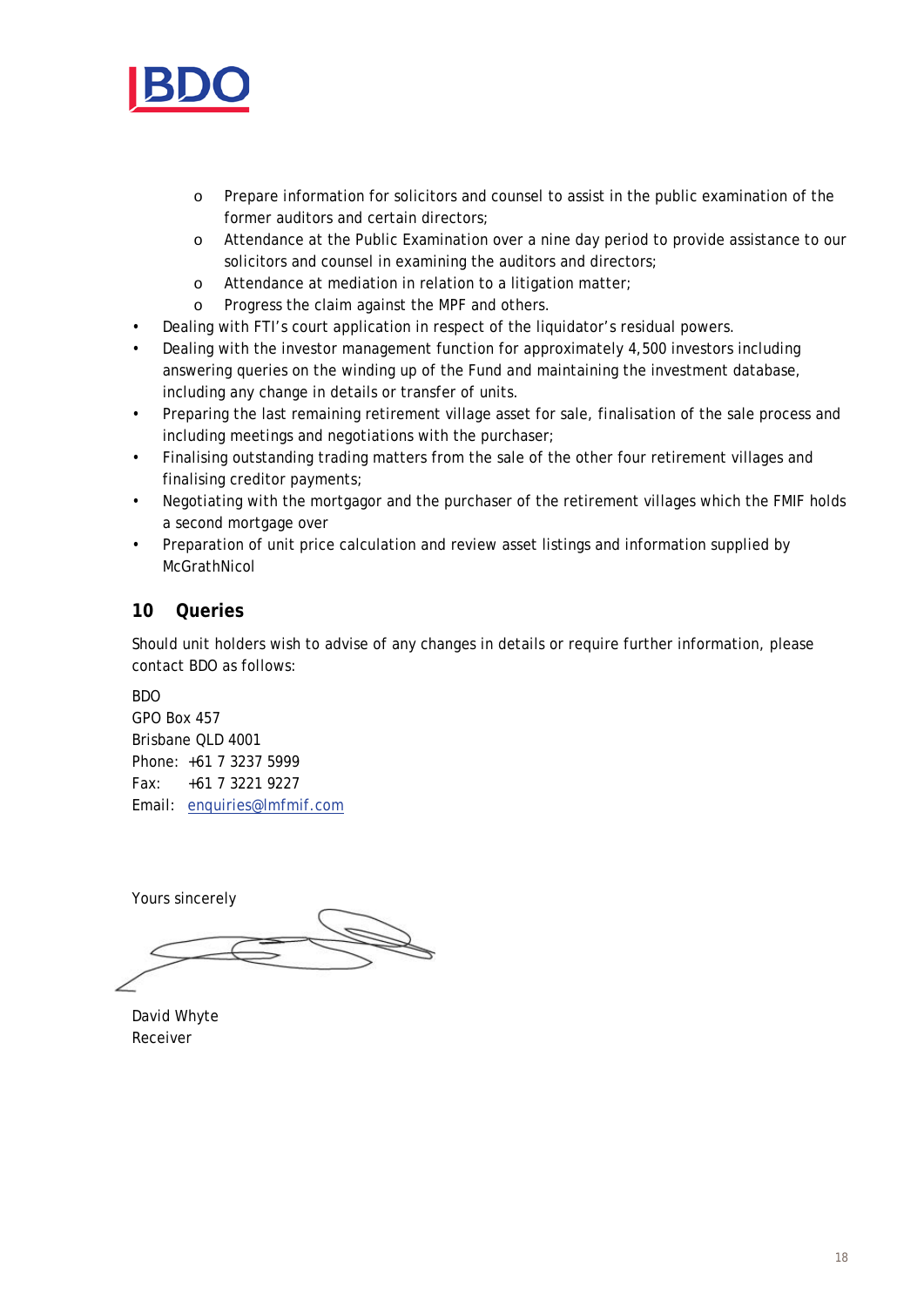- Prepare information for solicitors and counsel to assist in the public examination of the former auditors and certain directors;
  - Attendance at the Public Examination over a nine day period to provide assistance to our solicitors and counsel in examining the auditors and directors;
  - Attendance at mediation in relation to a litigation matter;
  - Progress the claim against the MPF and others.
- Dealing with FTI's court application in respect of the liquidator's residual powers.
- Dealing with the investor management function for approximately 4,500 investors including answering queries on the winding up of the Fund and maintaining the investment database, including any change in details or transfer of units.
- Preparing the last remaining retirement village asset for sale, finalisation of the sale process and including meetings and negotiations with the purchaser;
- Finalising outstanding trading matters from the sale of the other four retirement villages and finalising creditor payments;
- Negotiating with the mortgagor and the purchaser of the retirement villages which the FMIF holds a second mortgage over
- Preparation of unit price calculation and review asset listings and information supplied by McGrathNicol

## 10 Queries

Should unit holders wish to advise of any changes in details or require further information, please contact BDO as follows:

BDO
GPO Box 457
Brisbane QLD 4001
Phone: +61 7 3237 5999
Fax: +61 7 3221 9227
Email: enquiries@lmfmif.com

Yours sincerely

David Whyte
Receiver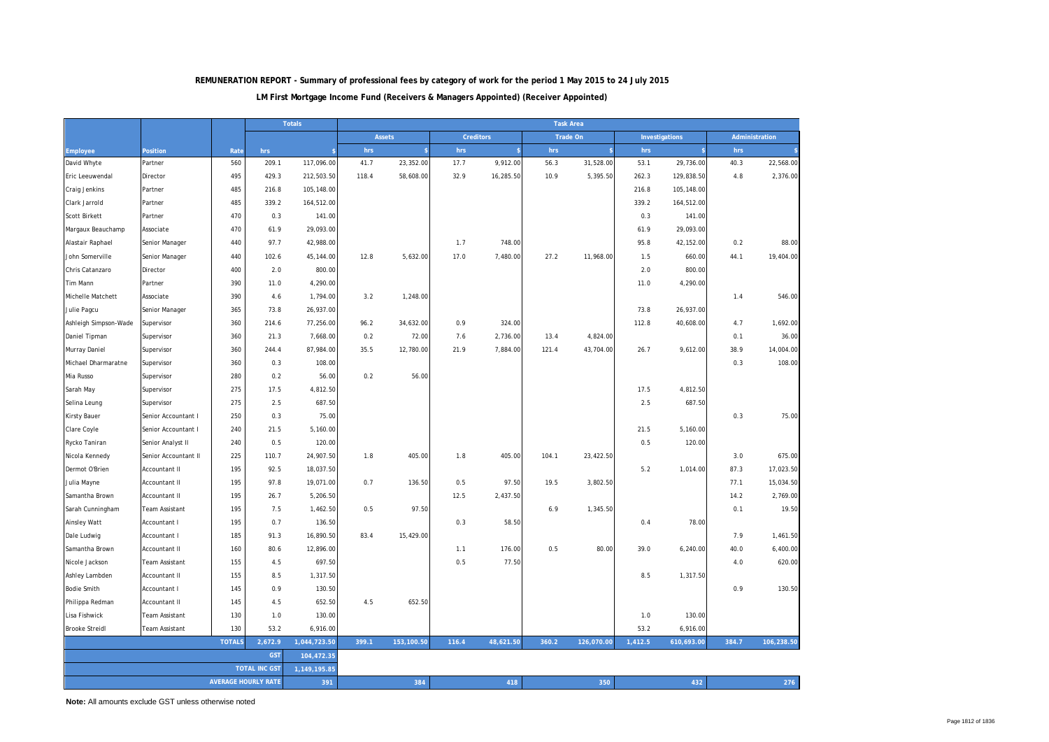**REMUNERATION REPORT - Summary of professional fees by category of work for the period 1 May 2015 to 24 July 2015**

**LM First Mortgage Income Fund (Receivers & Managers Appointed) (Receiver Appointed)**

| | | | Totals | | Task Area | | | | | | | | | |
|---|---|---|---|---|---|---|---|---|---|---|---|---|---|---|
| | | | | | Assets | | Creditors | | Trade On | | Investigations | | Administration | |
| Employee | Position | Rate | hrs | $ | hrs | $ | hrs | $ | hrs | $ | hrs | $ | hrs | $ |
| David Whyte | Partner | 560 | 209.1 | 117,096.00 | 41.7 | 23,352.00 | 17.7 | 9,912.00 | 56.3 | 31,528.00 | 53.1 | 29,736.00 | 40.3 | 22,568.00 |
| Eric Leeuwendal | Director | 495 | 429.3 | 212,503.50 | 118.4 | 58,608.00 | 32.9 | 16,285.50 | 10.9 | 5,395.50 | 262.3 | 129,838.50 | 4.8 | 2,376.00 |
| Craig Jenkins | Partner | 485 | 216.8 | 105,148.00 | | | | | | | 216.8 | 105,148.00 | | |
| Clark Jarrold | Partner | 485 | 339.2 | 164,512.00 | | | | | | | 339.2 | 164,512.00 | | |
| Scott Birkett | Partner | 470 | 0.3 | 141.00 | | | | | | | 0.3 | 141.00 | | |
| Margaux Beauchamp | Associate | 470 | 61.9 | 29,093.00 | | | | | | | 61.9 | 29,093.00 | | |
| Alastair Raphael | Senior Manager | 440 | 97.7 | 42,988.00 | | | 1.7 | 748.00 | | | 95.8 | 42,152.00 | 0.2 | 88.00 |
| John Somerville | Senior Manager | 440 | 102.6 | 45,144.00 | 12.8 | 5,632.00 | 17.0 | 7,480.00 | 27.2 | 11,968.00 | 1.5 | 660.00 | 44.1 | 19,404.00 |
| Chris Catanzaro | Director | 400 | 2.0 | 800.00 | | | | | | | 2.0 | 800.00 | | |
| Tim Mann | Partner | 390 | 11.0 | 4,290.00 | | | | | | | 11.0 | 4,290.00 | | |
| Michelle Matchett | Associate | 390 | 4.6 | 1,794.00 | 3.2 | 1,248.00 | | | | | | | 1.4 | 546.00 |
| Julie Pagcu | Senior Manager | 365 | 73.8 | 26,937.00 | | | | | | | 73.8 | 26,937.00 | | |
| Ashleigh Simpson-Wade | Supervisor | 360 | 214.6 | 77,256.00 | 96.2 | 34,632.00 | 0.9 | 324.00 | | | 112.8 | 40,608.00 | 4.7 | 1,692.00 |
| Daniel Tipman | Supervisor | 360 | 21.3 | 7,668.00 | 0.2 | 72.00 | 7.6 | 2,736.00 | 13.4 | 4,824.00 | | | 0.1 | 36.00 |
| Murray Daniel | Supervisor | 360 | 244.4 | 87,984.00 | 35.5 | 12,780.00 | 21.9 | 7,884.00 | 121.4 | 43,704.00 | 26.7 | 9,612.00 | 38.9 | 14,004.00 |
| Michael Dharmaratne | Supervisor | 360 | 0.3 | 108.00 | | | | | | | | | 0.3 | 108.00 |
| Mia Russo | Supervisor | 280 | 0.2 | 56.00 | 0.2 | 56.00 | | | | | | | | |
| Sarah May | Supervisor | 275 | 17.5 | 4,812.50 | | | | | | | 17.5 | 4,812.50 | | |
| Selina Leung | Supervisor | 275 | 2.5 | 687.50 | | | | | | | 2.5 | 687.50 | | |
| Kirsty Bauer | Senior Accountant I | 250 | 0.3 | 75.00 | | | | | | | | | 0.3 | 75.00 |
| Clare Coyle | Senior Accountant I | 240 | 21.5 | 5,160.00 | | | | | | | 21.5 | 5,160.00 | | |
| Rycko Taniran | Senior Analyst II | 240 | 0.5 | 120.00 | | | | | | | 0.5 | 120.00 | | |
| Nicola Kennedy | Senior Accountant II | 225 | 110.7 | 24,907.50 | 1.8 | 405.00 | 1.8 | 405.00 | 104.1 | 23,422.50 | | | 3.0 | 675.00 |
| Dermot O'Brien | Accountant II | 195 | 92.5 | 18,037.50 | | | | | | | 5.2 | 1,014.00 | 87.3 | 17,023.50 |
| Julia Mayne | Accountant II | 195 | 97.8 | 19,071.00 | 0.7 | 136.50 | 0.5 | 97.50 | 19.5 | 3,802.50 | | | 77.1 | 15,034.50 |
| Samantha Brown | Accountant II | 195 | 26.7 | 5,206.50 | | | 12.5 | 2,437.50 | | | | | 14.2 | 2,769.00 |
| Sarah Cunningham | Team Assistant | 195 | 7.5 | 1,462.50 | 0.5 | 97.50 | | | 6.9 | 1,345.50 | | | 0.1 | 19.50 |
| Ainsley Watt | Accountant I | 195 | 0.7 | 136.50 | | | 0.3 | 58.50 | | | 0.4 | 78.00 | | |
| Dale Ludwig | Accountant I | 185 | 91.3 | 16,890.50 | 83.4 | 15,429.00 | | | | | | | 7.9 | 1,461.50 |
| Samantha Brown | Accountant II | 160 | 80.6 | 12,896.00 | | | 1.1 | 176.00 | 0.5 | 80.00 | 39.0 | 6,240.00 | 40.0 | 6,400.00 |
| Nicole Jackson | Team Assistant | 155 | 4.5 | 697.50 | | | 0.5 | 77.50 | | | | | 4.0 | 620.00 |
| Ashley Lambden | Accountant II | 155 | 8.5 | 1,317.50 | | | | | | | 8.5 | 1,317.50 | | |
| Bodie Smith | Accountant I | 145 | 0.9 | 130.50 | | | | | | | | | 0.9 | 130.50 |
| Philippa Redman | Accountant II | 145 | 4.5 | 652.50 | 4.5 | 652.50 | | | | | | | | |
| Lisa Fishwick | Team Assistant | 130 | 1.0 | 130.00 | | | | | | | 1.0 | 130.00 | | |
| Brooke Streidl | Team Assistant | 130 | 53.2 | 6,916.00 | | | | | | | 53.2 | 6,916.00 | | |
| | | TOTALS | 2,672.9 | 1,044,723.50 | 399.1 | 153,100.50 | 116.4 | 48,621.50 | 360.2 | 126,070.00 | 1,412.5 | 610,693.00 | 384.7 | 106,238.50 |
| | | | GST | 104,472.35 | | | | | | | | | | |
| | | | TOTAL INC GST | 1,149,195.85 | | | | | | | | | | |
| | | | AVERAGE HOURLY RATE | 391 | | 384 | | 418 | | 350 | | 432 | | 276 |

**Note:** All amounts exclude GST unless otherwise noted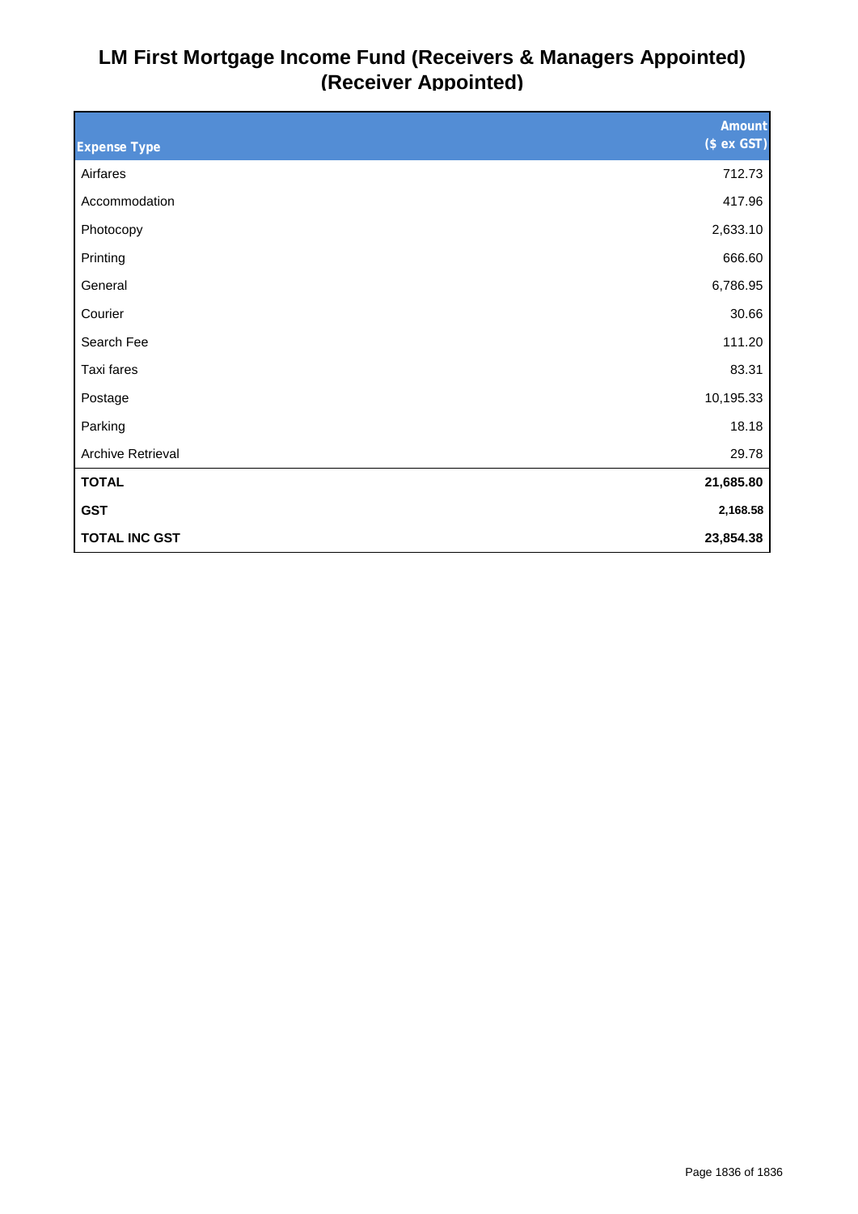# LM First Mortgage Income Fund (Receivers & Managers Appointed) (Receiver Appointed)

| Expense Type | Amount ($ ex GST) |
|---|---|
| Airfares | 712.73 |
| Accommodation | 417.96 |
| Photocopy | 2,633.10 |
| Printing | 666.60 |
| General | 6,786.95 |
| Courier | 30.66 |
| Search Fee | 111.20 |
| Taxi fares | 83.31 |
| Postage | 10,195.33 |
| Parking | 18.18 |
| Archive Retrieval | 29.78 |
| **TOTAL** | **21,685.80** |
| **GST** | **2,168.58** |
| **TOTAL INC GST** | **23,854.38** |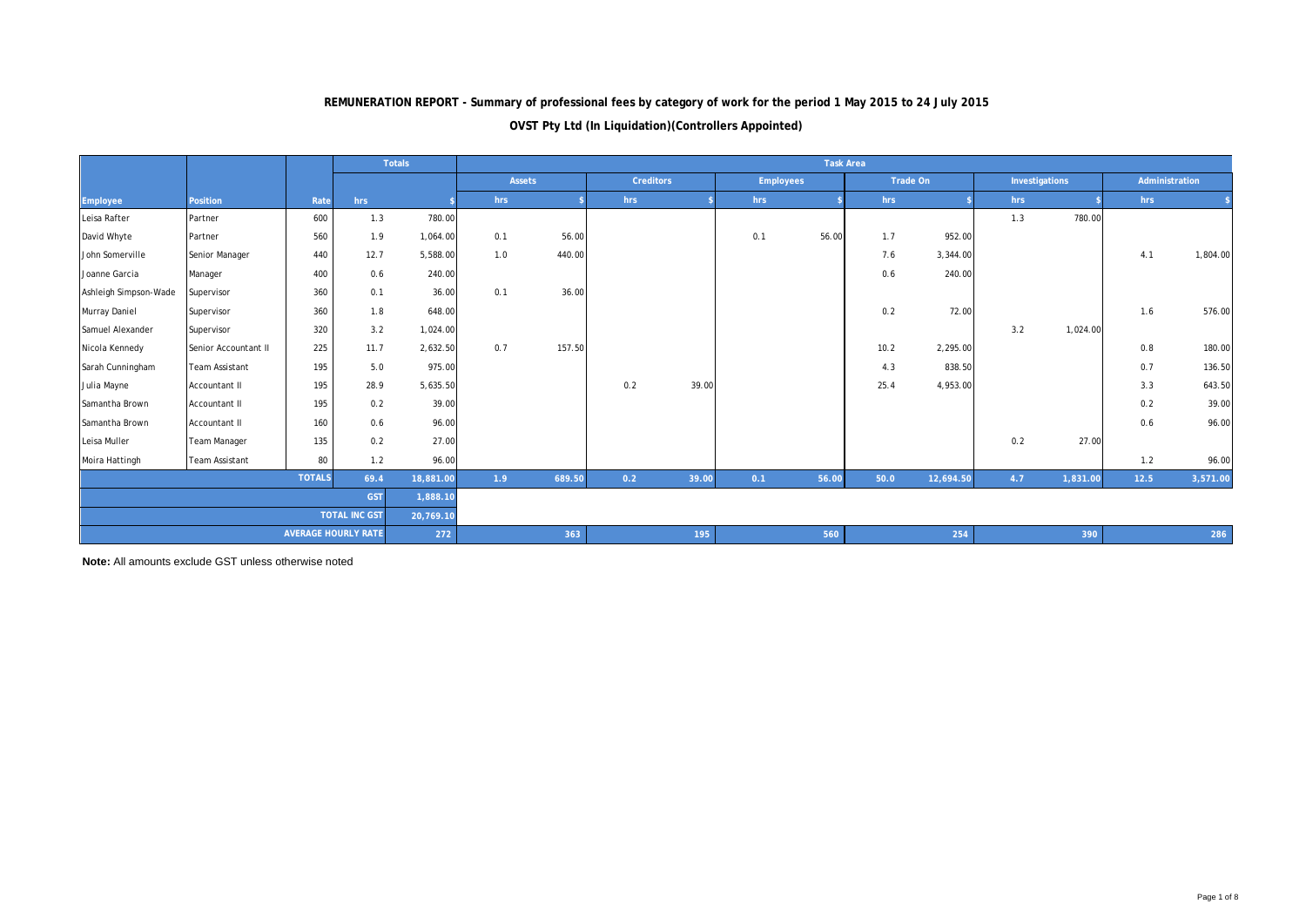**REMUNERATION REPORT - Summary of professional fees by category of work for the period 1 May 2015 to 24 July 2015**

**OVST Pty Ltd (In Liquidation)(Controllers Appointed)**

| | | | Totals | | Task Area | | | | | | | | | | | |
|---|---|---|---|---|---|---|---|---|---|---|---|---|---|---|---|---|
| | | | | | Assets | | Creditors | | Employees | | Trade On | | Investigations | | Administration | |
| Employee | Position | Rate | hrs | $ | hrs | $ | hrs | $ | hrs | $ | hrs | $ | hrs | $ | hrs | $ |
| Leisa Rafter | Partner | 600 | 1.3 | 780.00 | | | | | | | | | 1.3 | 780.00 | | |
| David Whyte | Partner | 560 | 1.9 | 1,064.00 | 0.1 | 56.00 | | | 0.1 | 56.00 | 1.7 | 952.00 | | | | |
| John Somerville | Senior Manager | 440 | 12.7 | 5,588.00 | 1.0 | 440.00 | | | | | 7.6 | 3,344.00 | | | 4.1 | 1,804.00 |
| Joanne Garcia | Manager | 400 | 0.6 | 240.00 | | | | | | | 0.6 | 240.00 | | | | |
| Ashleigh Simpson-Wade | Supervisor | 360 | 0.1 | 36.00 | 0.1 | 36.00 | | | | | | | | | | |
| Murray Daniel | Supervisor | 360 | 1.8 | 648.00 | | | | | | | 0.2 | 72.00 | | | 1.6 | 576.00 |
| Samuel Alexander | Supervisor | 320 | 3.2 | 1,024.00 | | | | | | | | | 3.2 | 1,024.00 | | |
| Nicola Kennedy | Senior Accountant II | 225 | 11.7 | 2,632.50 | 0.7 | 157.50 | | | | | 10.2 | 2,295.00 | | | 0.8 | 180.00 |
| Sarah Cunningham | Team Assistant | 195 | 5.0 | 975.00 | | | | | | | 4.3 | 838.50 | | | 0.7 | 136.50 |
| Julia Mayne | Accountant II | 195 | 28.9 | 5,635.50 | | | 0.2 | 39.00 | | | 25.4 | 4,953.00 | | | 3.3 | 643.50 |
| Samantha Brown | Accountant II | 195 | 0.2 | 39.00 | | | | | | | | | | | 0.2 | 39.00 |
| Samantha Brown | Accountant II | 160 | 0.6 | 96.00 | | | | | | | | | | | 0.6 | 96.00 |
| Leisa Muller | Team Manager | 135 | 0.2 | 27.00 | | | | | | | | | 0.2 | 27.00 | | |
| Moira Hattingh | Team Assistant | 80 | 1.2 | 96.00 | | | | | | | | | | | 1.2 | 96.00 |
| | | TOTALS | 69.4 | 18,881.00 | 1.9 | 689.50 | 0.2 | 39.00 | 0.1 | 56.00 | 50.0 | 12,694.50 | 4.7 | 1,831.00 | 12.5 | 3,571.00 |
| | | | GST | 1,888.10 | | | | | | | | | | | | |
| | | | TOTAL INC GST | 20,769.10 | | | | | | | | | | | | |
| | | | AVERAGE HOURLY RATE | 272 | | 363 | | 195 | | 560 | | 254 | | 390 | | 286 |

**Note:** All amounts exclude GST unless otherwise noted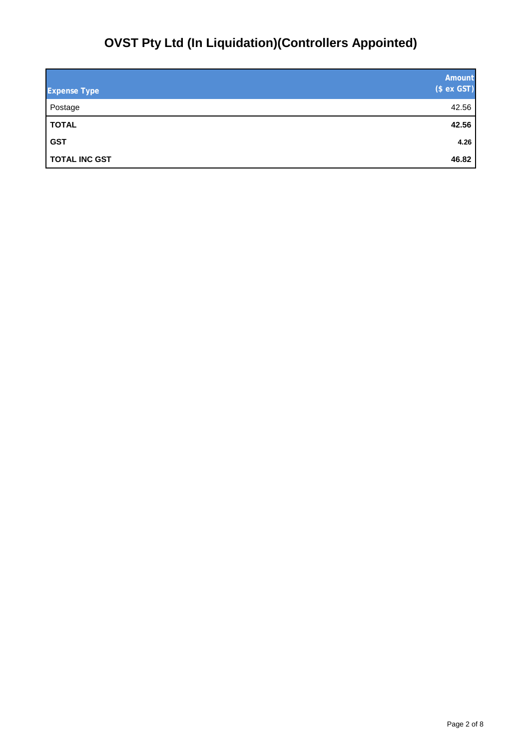# OVST Pty Ltd (In Liquidation)(Controllers Appointed)

| Expense Type | Amount ($ ex GST) |
|---|---:|
| Postage | 42.56 |
| **TOTAL** | **42.56** |
| **GST** | **4.26** |
| **TOTAL INC GST** | **46.82** |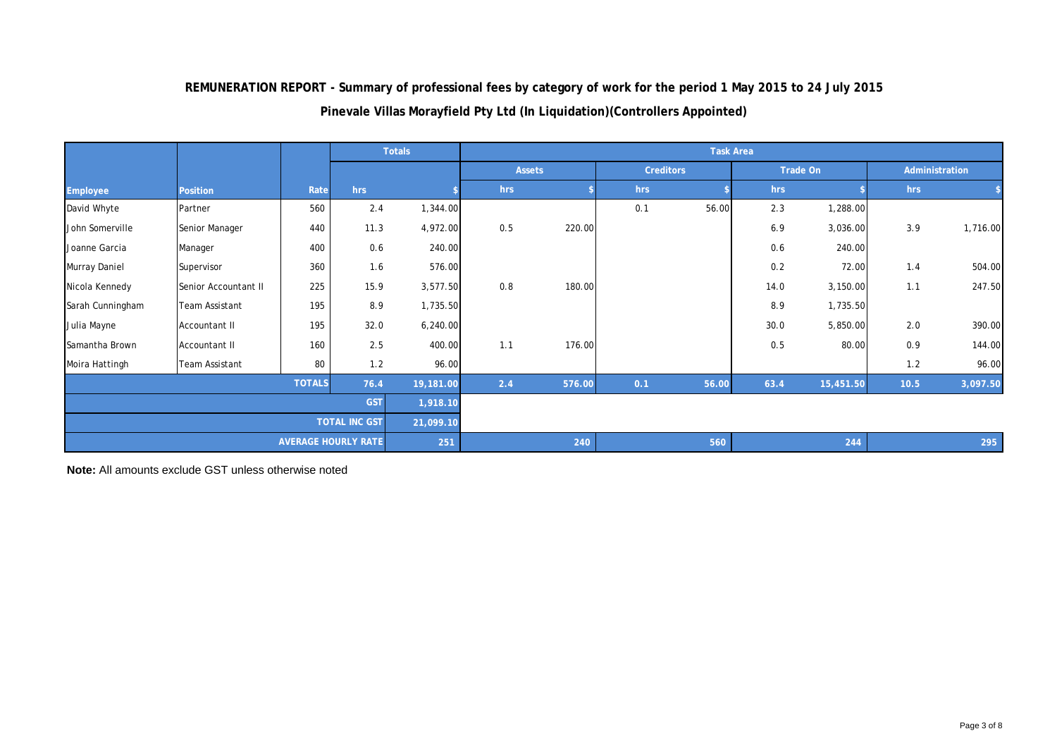**REMUNERATION REPORT - Summary of professional fees by category of work for the period 1 May 2015 to 24 July 2015**

**Pinevale Villas Morayfield Pty Ltd (In Liquidation)(Controllers Appointed)**

| | | | Totals | | Task Area | | | | | | | |
|---|---|---|---|---|---|---|---|---|---|---|---|---|
| | | | | | Assets | | Creditors | | Trade On | | Administration | |
| Employee | Position | Rate | hrs | $ | hrs | $ | hrs | $ | hrs | $ | hrs | $ |
| David Whyte | Partner | 560 | 2.4 | 1,344.00 | | | 0.1 | 56.00 | 2.3 | 1,288.00 | | |
| John Somerville | Senior Manager | 440 | 11.3 | 4,972.00 | 0.5 | 220.00 | | | 6.9 | 3,036.00 | 3.9 | 1,716.00 |
| Joanne Garcia | Manager | 400 | 0.6 | 240.00 | | | | | 0.6 | 240.00 | | |
| Murray Daniel | Supervisor | 360 | 1.6 | 576.00 | | | | | 0.2 | 72.00 | 1.4 | 504.00 |
| Nicola Kennedy | Senior Accountant II | 225 | 15.9 | 3,577.50 | 0.8 | 180.00 | | | 14.0 | 3,150.00 | 1.1 | 247.50 |
| Sarah Cunningham | Team Assistant | 195 | 8.9 | 1,735.50 | | | | | 8.9 | 1,735.50 | | |
| Julia Mayne | Accountant II | 195 | 32.0 | 6,240.00 | | | | | 30.0 | 5,850.00 | 2.0 | 390.00 |
| Samantha Brown | Accountant II | 160 | 2.5 | 400.00 | 1.1 | 176.00 | | | 0.5 | 80.00 | 0.9 | 144.00 |
| Moira Hattingh | Team Assistant | 80 | 1.2 | 96.00 | | | | | | | 1.2 | 96.00 |
| | | TOTALS | 76.4 | 19,181.00 | 2.4 | 576.00 | 0.1 | 56.00 | 63.4 | 15,451.50 | 10.5 | 3,097.50 |
| | | | GST | 1,918.10 | | | | | | | | |
| | | | TOTAL INC GST | 21,099.10 | | | | | | | | |
| | | AVERAGE HOURLY RATE | | 251 | | 240 | | 560 | | 244 | | 295 |

**Note:** All amounts exclude GST unless otherwise noted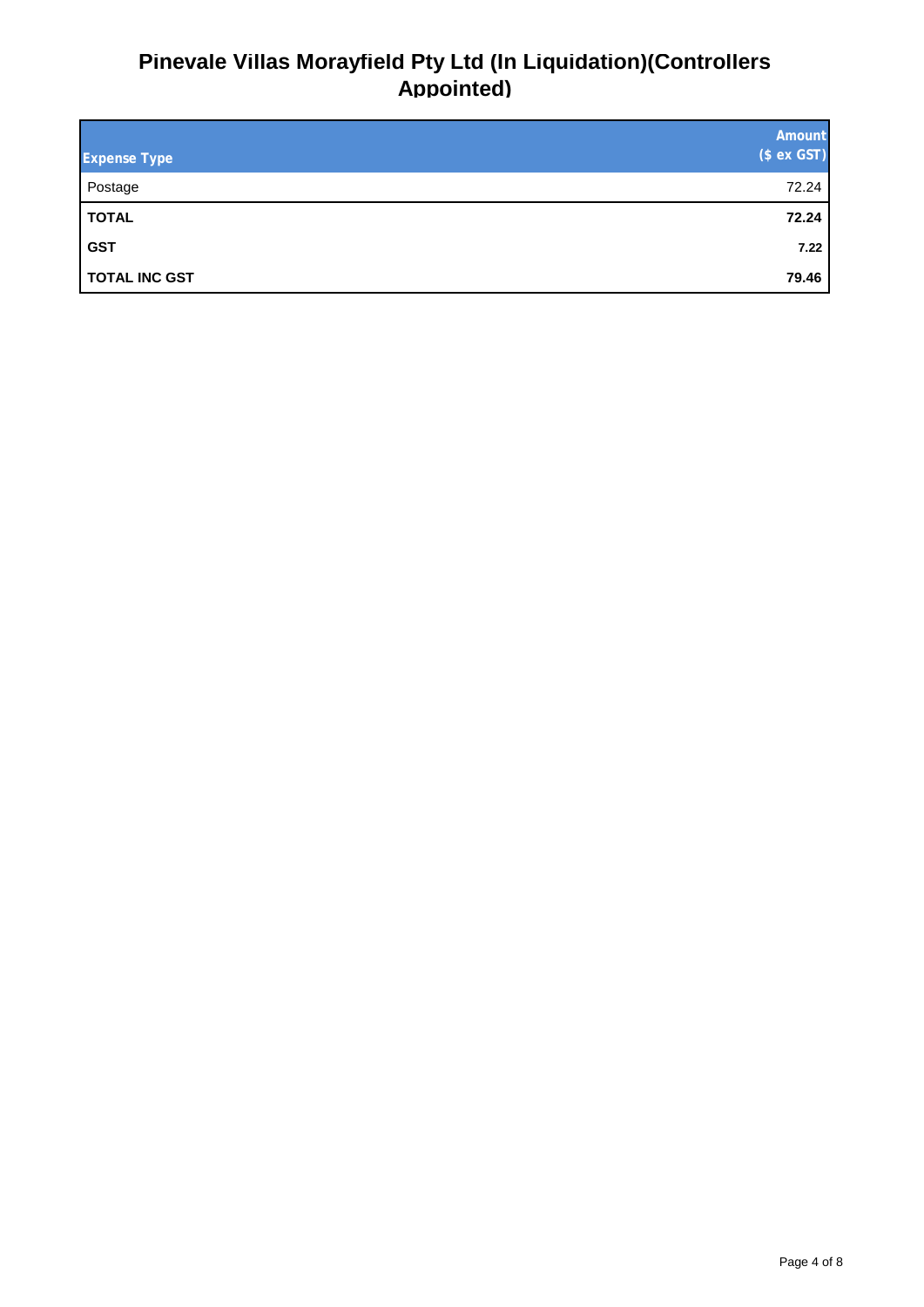# Pinevale Villas Morayfield Pty Ltd (In Liquidation)(Controllers Appointed)

| Expense Type | Amount ($ ex GST) |
|---|---|
| Postage | 72.24 |
| **TOTAL** | **72.24** |
| **GST** | **7.22** |
| **TOTAL INC GST** | **79.46** |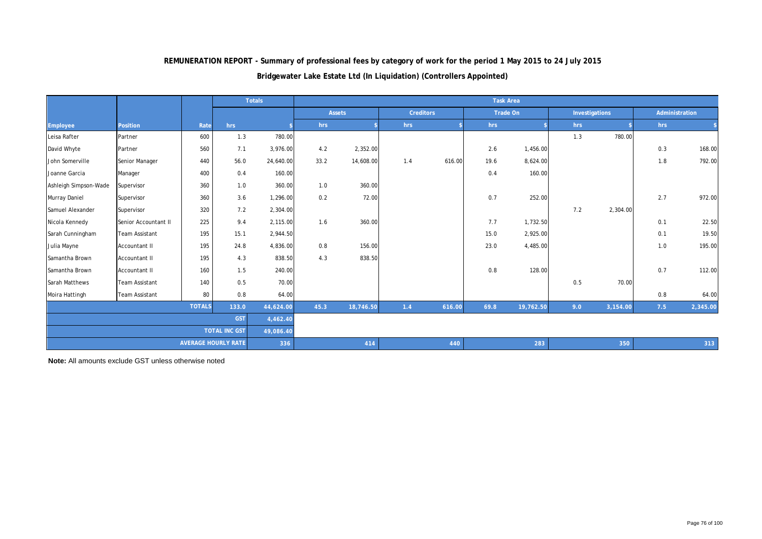**REMUNERATION REPORT - Summary of professional fees by category of work for the period 1 May 2015 to 24 July 2015**

**Bridgewater Lake Estate Ltd (In Liquidation) (Controllers Appointed)**

| | | | Totals | | Task Area | | | | | | | | | |
|---|---|---|---|---|---|---|---|---|---|---|---|---|---|---|
| | | | | | Assets | | Creditors | | Trade On | | Investigations | | Administration | |
| Employee | Position | Rate | hrs | $ | hrs | $ | hrs | $ | hrs | $ | hrs | $ | hrs | $ |
| Leisa Rafter | Partner | 600 | 1.3 | 780.00 | | | | | | | 1.3 | 780.00 | | |
| David Whyte | Partner | 560 | 7.1 | 3,976.00 | 4.2 | 2,352.00 | | | 2.6 | 1,456.00 | | | 0.3 | 168.00 |
| John Somerville | Senior Manager | 440 | 56.0 | 24,640.00 | 33.2 | 14,608.00 | 1.4 | 616.00 | 19.6 | 8,624.00 | | | 1.8 | 792.00 |
| Joanne Garcia | Manager | 400 | 0.4 | 160.00 | | | | | 0.4 | 160.00 | | | | |
| Ashleigh Simpson-Wade | Supervisor | 360 | 1.0 | 360.00 | 1.0 | 360.00 | | | | | | | | |
| Murray Daniel | Supervisor | 360 | 3.6 | 1,296.00 | 0.2 | 72.00 | | | 0.7 | 252.00 | | | 2.7 | 972.00 |
| Samuel Alexander | Supervisor | 320 | 7.2 | 2,304.00 | | | | | | | 7.2 | 2,304.00 | | |
| Nicola Kennedy | Senior Accountant II | 225 | 9.4 | 2,115.00 | 1.6 | 360.00 | | | 7.7 | 1,732.50 | | | 0.1 | 22.50 |
| Sarah Cunningham | Team Assistant | 195 | 15.1 | 2,944.50 | | | | | 15.0 | 2,925.00 | | | 0.1 | 19.50 |
| Julia Mayne | Accountant II | 195 | 24.8 | 4,836.00 | 0.8 | 156.00 | | | 23.0 | 4,485.00 | | | 1.0 | 195.00 |
| Samantha Brown | Accountant II | 195 | 4.3 | 838.50 | 4.3 | 838.50 | | | | | | | | |
| Samantha Brown | Accountant II | 160 | 1.5 | 240.00 | | | | | 0.8 | 128.00 | | | 0.7 | 112.00 |
| Sarah Matthews | Team Assistant | 140 | 0.5 | 70.00 | | | | | | | 0.5 | 70.00 | | |
| Moira Hattingh | Team Assistant | 80 | 0.8 | 64.00 | | | | | | | | | 0.8 | 64.00 |
| | | TOTALS | 133.0 | 44,624.00 | 45.3 | 18,746.50 | 1.4 | 616.00 | 69.8 | 19,762.50 | 9.0 | 3,154.00 | 7.5 | 2,345.00 |
| | | | GST | 4,462.40 | | | | | | | | | | |
| | | | TOTAL INC GST | 49,086.40 | | | | | | | | | | |
| | | AVERAGE HOURLY RATE | | 336 | | 414 | | 440 | | 283 | | 350 | | 313 |

**Note:** All amounts exclude GST unless otherwise noted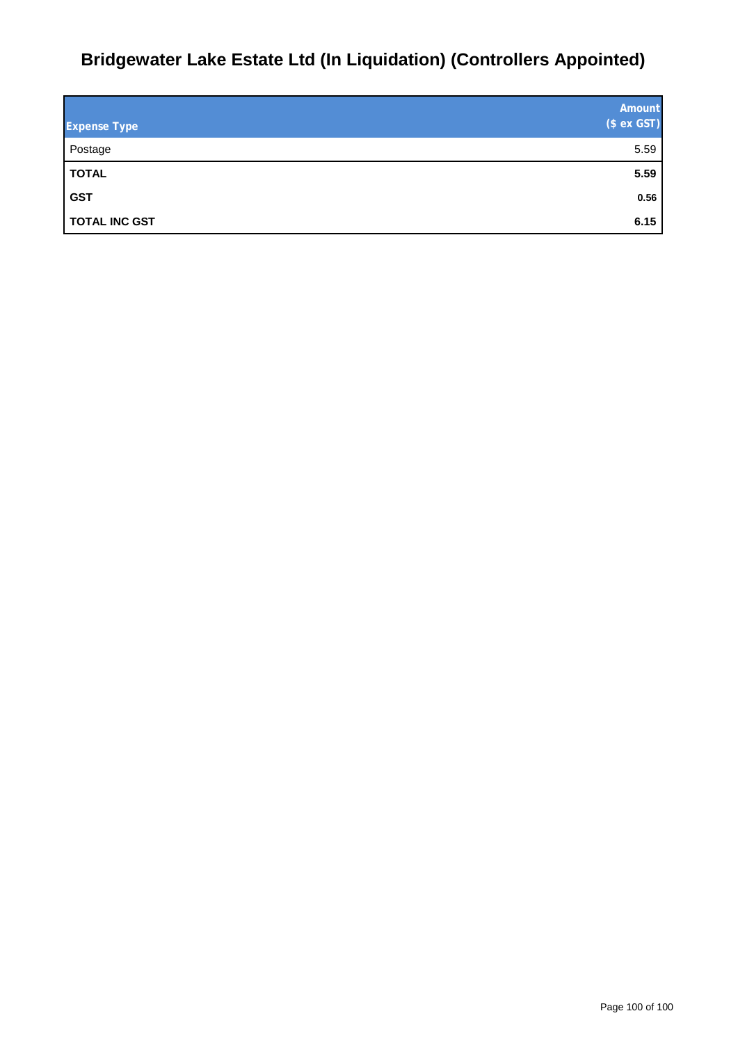# Bridgewater Lake Estate Ltd (In Liquidation) (Controllers Appointed)

| Expense Type | Amount ($ ex GST) |
|---|---:|
| Postage | 5.59 |
| **TOTAL** | **5.59** |
| **GST** | **0.56** |
| **TOTAL INC GST** | **6.15** |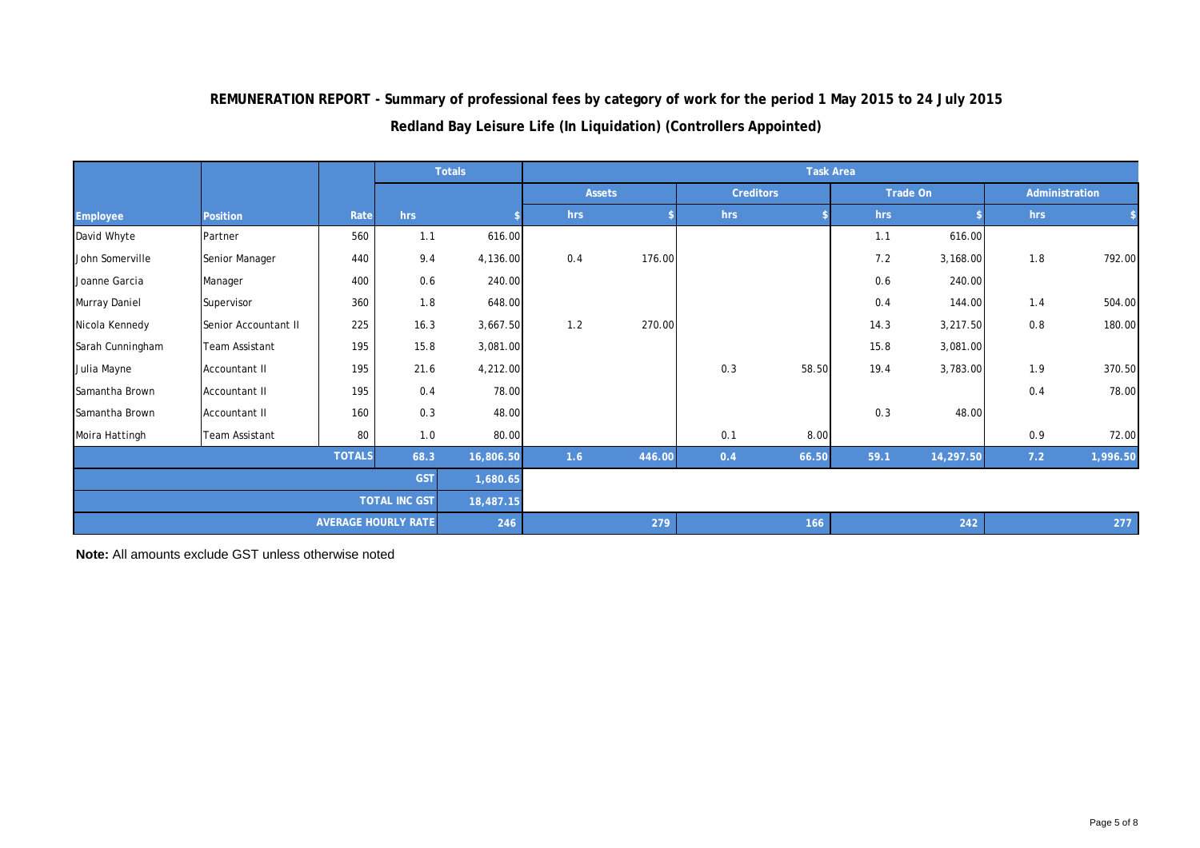**REMUNERATION REPORT - Summary of professional fees by category of work for the period 1 May 2015 to 24 July 2015**

**Redland Bay Leisure Life (In Liquidation) (Controllers Appointed)**

| | | | Totals | | Task Area | | | | | | | |
|---|---|---|---|---|---|---|---|---|---|---|---|---|
| | | | | | Assets | | Creditors | | Trade On | | Administration | |
| Employee | Position | Rate | hrs | $ | hrs | $ | hrs | $ | hrs | $ | hrs | $ |
| David Whyte | Partner | 560 | 1.1 | 616.00 | | | | | 1.1 | 616.00 | | |
| John Somerville | Senior Manager | 440 | 9.4 | 4,136.00 | 0.4 | 176.00 | | | 7.2 | 3,168.00 | 1.8 | 792.00 |
| Joanne Garcia | Manager | 400 | 0.6 | 240.00 | | | | | 0.6 | 240.00 | | |
| Murray Daniel | Supervisor | 360 | 1.8 | 648.00 | | | | | 0.4 | 144.00 | 1.4 | 504.00 |
| Nicola Kennedy | Senior Accountant II | 225 | 16.3 | 3,667.50 | 1.2 | 270.00 | | | 14.3 | 3,217.50 | 0.8 | 180.00 |
| Sarah Cunningham | Team Assistant | 195 | 15.8 | 3,081.00 | | | | | 15.8 | 3,081.00 | | |
| Julia Mayne | Accountant II | 195 | 21.6 | 4,212.00 | | | 0.3 | 58.50 | 19.4 | 3,783.00 | 1.9 | 370.50 |
| Samantha Brown | Accountant II | 195 | 0.4 | 78.00 | | | | | | | 0.4 | 78.00 |
| Samantha Brown | Accountant II | 160 | 0.3 | 48.00 | | | | | 0.3 | 48.00 | | |
| Moira Hattingh | Team Assistant | 80 | 1.0 | 80.00 | | | 0.1 | 8.00 | | | 0.9 | 72.00 |
| | | TOTALS | 68.3 | 16,806.50 | 1.6 | 446.00 | 0.4 | 66.50 | 59.1 | 14,297.50 | 7.2 | 1,996.50 |
| | | | GST | 1,680.65 | | | | | | | | |
| | | | TOTAL INC GST | 18,487.15 | | | | | | | | |
| | | AVERAGE HOURLY RATE | | 246 | | 279 | | 166 | | 242 | | 277 |

**Note:** All amounts exclude GST unless otherwise noted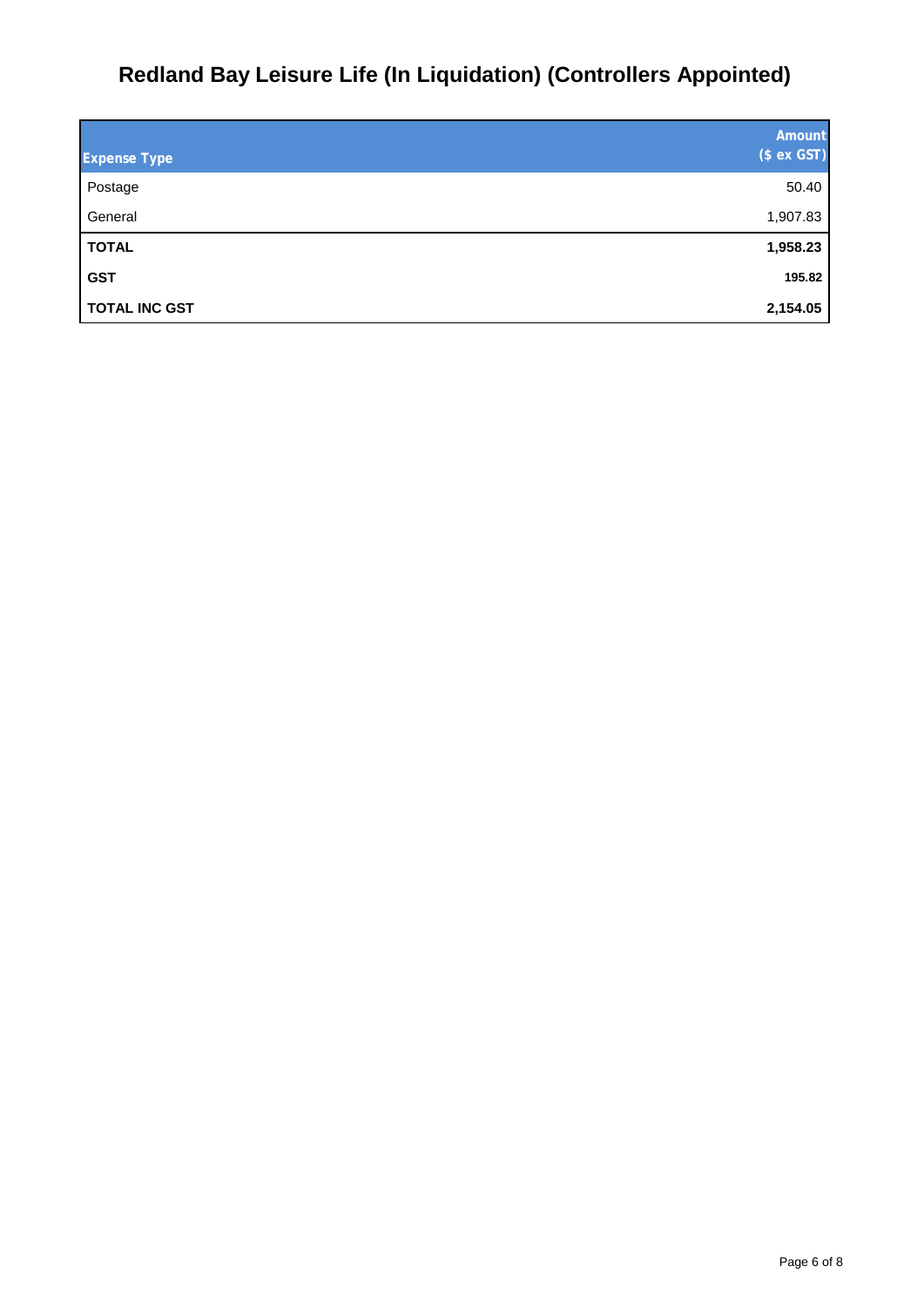# Redland Bay Leisure Life (In Liquidation) (Controllers Appointed)

| Expense Type | Amount ($ ex GST) |
|---|---|
| Postage | 50.40 |
| General | 1,907.83 |
| **TOTAL** | **1,958.23** |
| **GST** | **195.82** |
| **TOTAL INC GST** | **2,154.05** |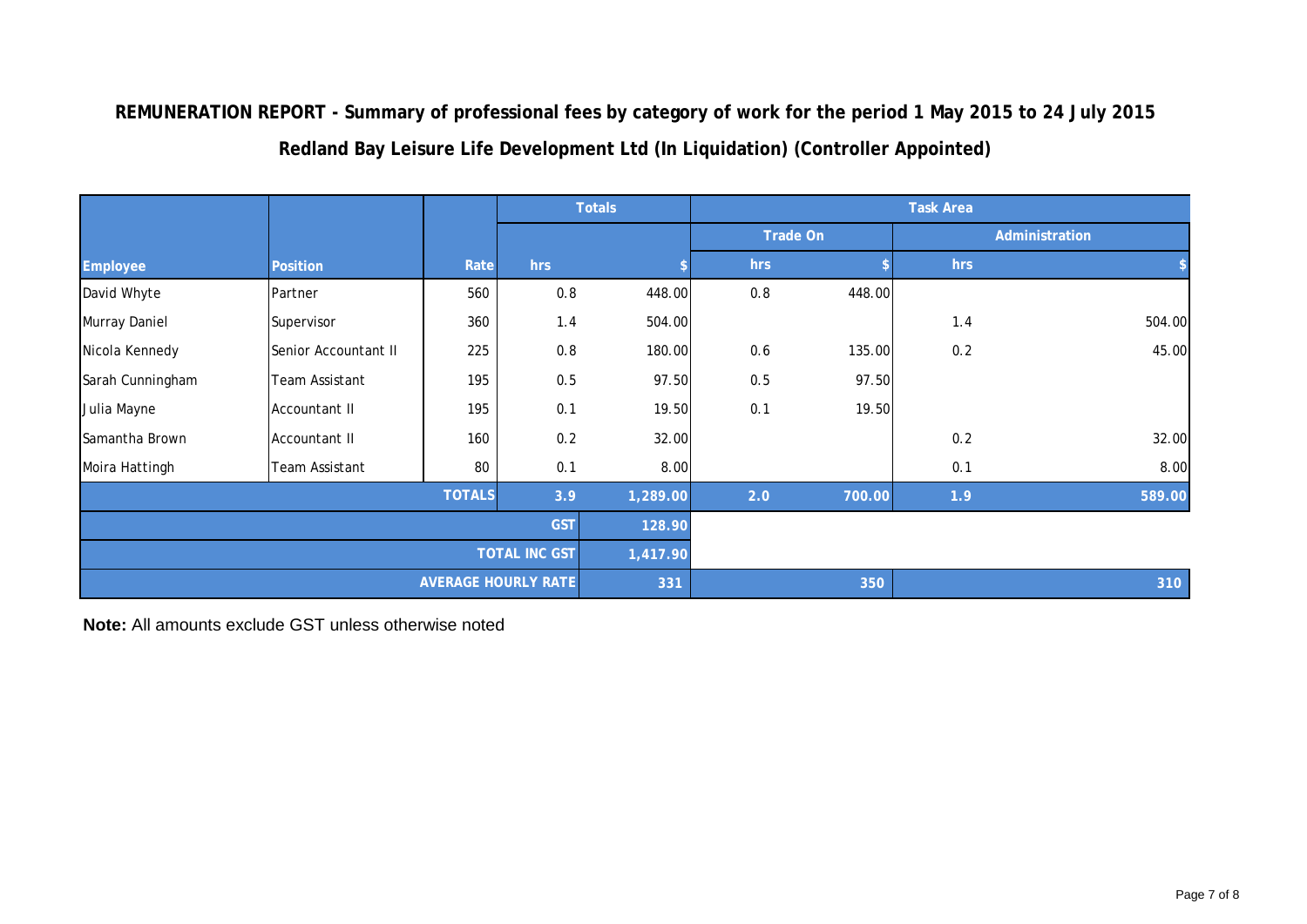## REMUNERATION REPORT - Summary of professional fees by category of work for the period 1 May 2015 to 24 July 2015

### Redland Bay Leisure Life Development Ltd (In Liquidation) (Controller Appointed)

| | | | Totals | | Task Area | | | |
|---|---|---|---|---|---|---|---|---|
| | | | | | Trade On | | Administration | |
| Employee | Position | Rate | hrs | $ | hrs | $ | hrs | $ |
| David Whyte | Partner | 560 | 0.8 | 448.00 | 0.8 | 448.00 | | |
| Murray Daniel | Supervisor | 360 | 1.4 | 504.00 | | | 1.4 | 504.00 |
| Nicola Kennedy | Senior Accountant II | 225 | 0.8 | 180.00 | 0.6 | 135.00 | 0.2 | 45.00 |
| Sarah Cunningham | Team Assistant | 195 | 0.5 | 97.50 | 0.5 | 97.50 | | |
| Julia Mayne | Accountant II | 195 | 0.1 | 19.50 | 0.1 | 19.50 | | |
| Samantha Brown | Accountant II | 160 | 0.2 | 32.00 | | | 0.2 | 32.00 |
| Moira Hattingh | Team Assistant | 80 | 0.1 | 8.00 | | | 0.1 | 8.00 |
| | | TOTALS | 3.9 | 1,289.00 | 2.0 | 700.00 | 1.9 | 589.00 |
| | | | GST | 128.90 | | | | |
| | | | TOTAL INC GST | 1,417.90 | | | | |
| | | | AVERAGE HOURLY RATE | 331 | | 350 | | 310 |

**Note:** All amounts exclude GST unless otherwise noted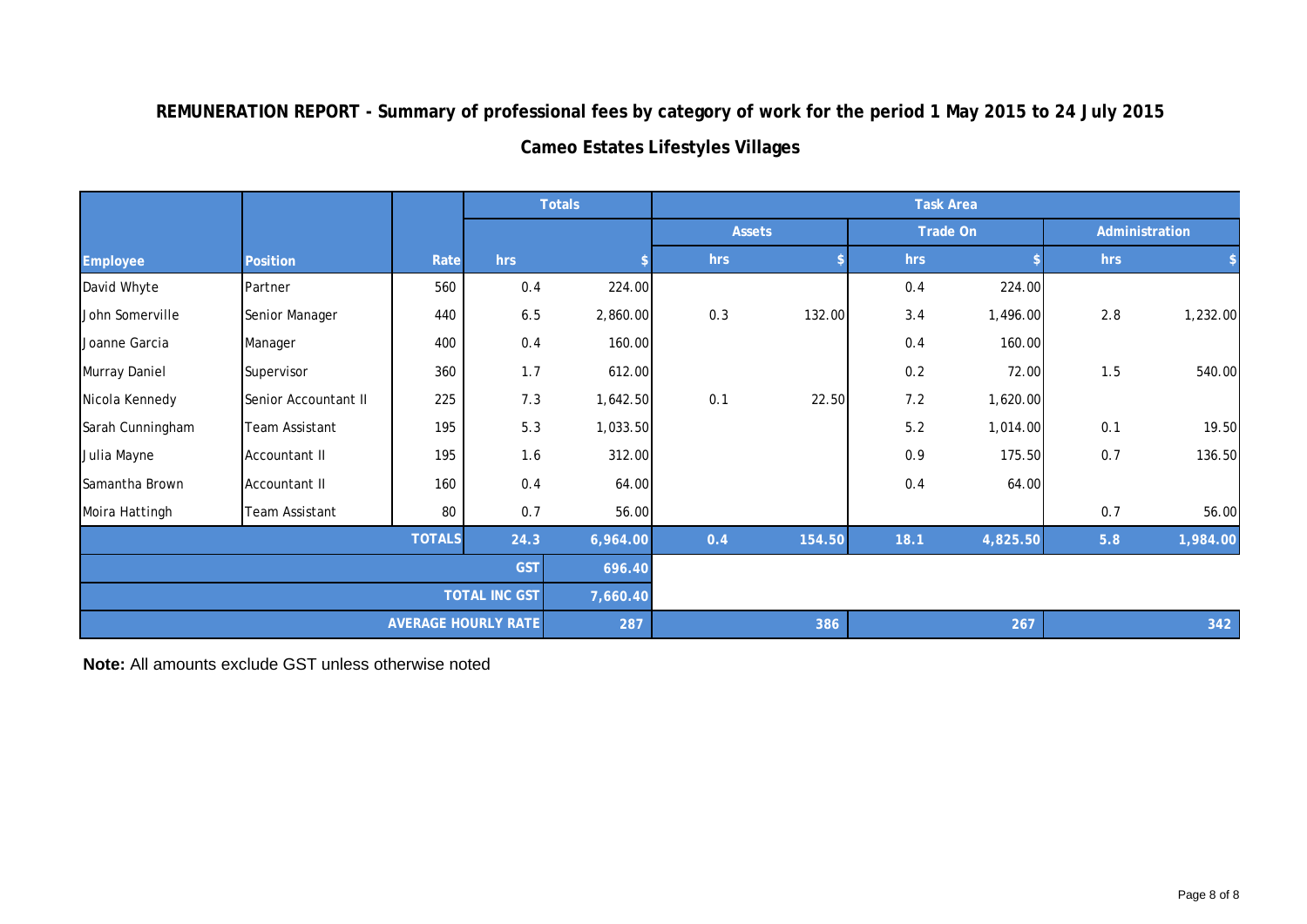**REMUNERATION REPORT - Summary of professional fees by category of work for the period 1 May 2015 to 24 July 2015**

**Cameo Estates Lifestyles Villages**

| | | | Totals | | Task Area | | | | | |
|---|---|---|---|---|---|---|---|---|---|---|
| | | | | | Assets | | Trade On | | Administration | |
| **Employee** | **Position** | **Rate** | **hrs** | **$** | **hrs** | **$** | **hrs** | **$** | **hrs** | **$** |
| David Whyte | Partner | 560 | 0.4 | 224.00 | | | 0.4 | 224.00 | | |
| John Somerville | Senior Manager | 440 | 6.5 | 2,860.00 | 0.3 | 132.00 | 3.4 | 1,496.00 | 2.8 | 1,232.00 |
| Joanne Garcia | Manager | 400 | 0.4 | 160.00 | | | 0.4 | 160.00 | | |
| Murray Daniel | Supervisor | 360 | 1.7 | 612.00 | | | 0.2 | 72.00 | 1.5 | 540.00 |
| Nicola Kennedy | Senior Accountant II | 225 | 7.3 | 1,642.50 | 0.1 | 22.50 | 7.2 | 1,620.00 | | |
| Sarah Cunningham | Team Assistant | 195 | 5.3 | 1,033.50 | | | 5.2 | 1,014.00 | 0.1 | 19.50 |
| Julia Mayne | Accountant II | 195 | 1.6 | 312.00 | | | 0.9 | 175.50 | 0.7 | 136.50 |
| Samantha Brown | Accountant II | 160 | 0.4 | 64.00 | | | 0.4 | 64.00 | | |
| Moira Hattingh | Team Assistant | 80 | 0.7 | 56.00 | | | | | 0.7 | 56.00 |
| | | **TOTALS** | **24.3** | **6,964.00** | **0.4** | **154.50** | **18.1** | **4,825.50** | **5.8** | **1,984.00** |
| | | | **GST** | **696.40** | | | | | | |
| | | | **TOTAL INC GST** | **7,660.40** | | | | | | |
| | | | **AVERAGE HOURLY RATE** | **287** | | **386** | | **267** | | **342** |

**Note:** All amounts exclude GST unless otherwise noted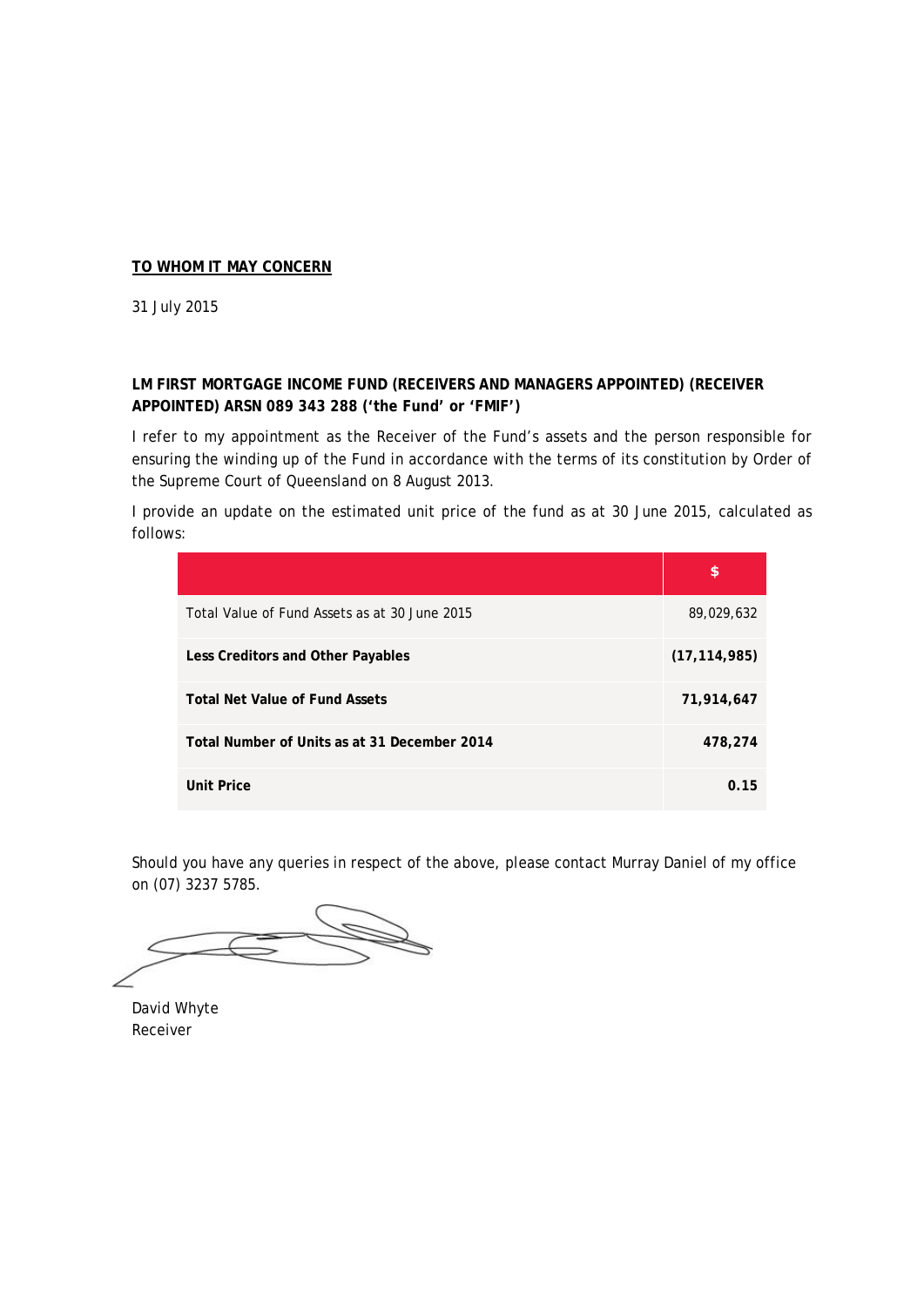**TO WHOM IT MAY CONCERN**

31 July 2015

**LM FIRST MORTGAGE INCOME FUND (RECEIVERS AND MANAGERS APPOINTED) (RECEIVER APPOINTED) ARSN 089 343 288 ('the Fund' or 'FMIF')**

I refer to my appointment as the Receiver of the Fund's assets and the person responsible for ensuring the winding up of the Fund in accordance with the terms of its constitution by Order of the Supreme Court of Queensland on 8 August 2013.

I provide an update on the estimated unit price of the fund as at 30 June 2015, calculated as follows:

| | $ |
|---|---|
| Total Value of Fund Assets as at 30 June 2015 | 89,029,632 |
| **Less Creditors and Other Payables** | **(17,114,985)** |
| **Total Net Value of Fund Assets** | **71,914,647** |
| **Total Number of Units as at 31 December 2014** | **478,274** |
| **Unit Price** | **0.15** |

Should you have any queries in respect of the above, please contact Murray Daniel of my office on (07) 3237 5785.

David Whyte
Receiver